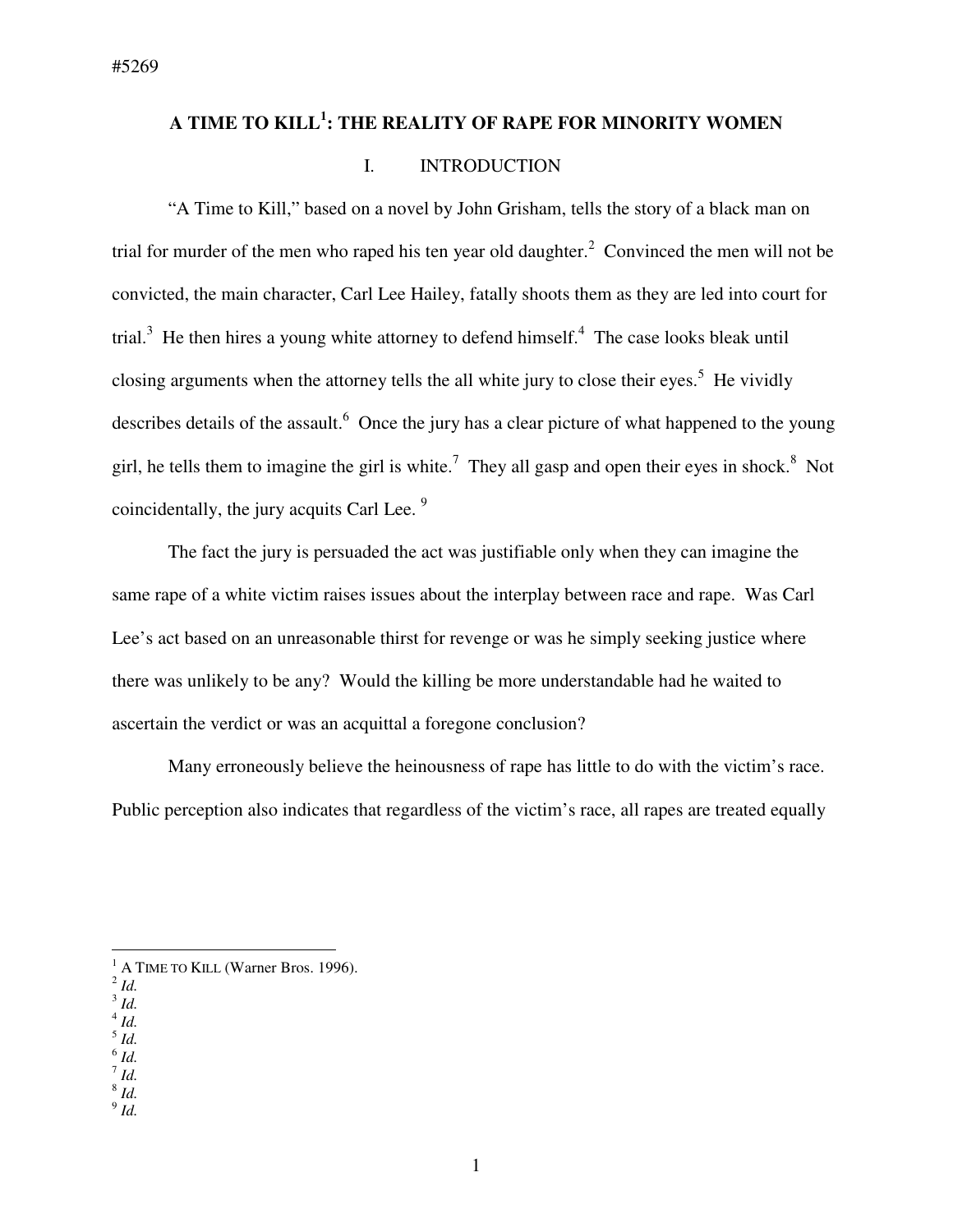#5269

# A TIME TO KILL[1]: THE REALITY OF RAPE FOR MINORITY WOMEN

## I. INTRODUCTION

"A Time to Kill," based on a novel by John Grisham, tells the story of a black man on trial for murder of the men who raped his ten year old daughter.[2] Convinced the men will not be convicted, the main character, Carl Lee Hailey, fatally shoots them as they are led into court for trial.[3] He then hires a young white attorney to defend himself.[4] The case looks bleak until closing arguments when the attorney tells the all white jury to close their eyes.[5] He vividly describes details of the assault.[6] Once the jury has a clear picture of what happened to the young girl, he tells them to imagine the girl is white.[7] They all gasp and open their eyes in shock.[8] Not coincidentally, the jury acquits Carl Lee.[9]

The fact the jury is persuaded the act was justifiable only when they can imagine the same rape of a white victim raises issues about the interplay between race and rape. Was Carl Lee's act based on an unreasonable thirst for revenge or was he simply seeking justice where there was unlikely to be any? Would the killing be more understandable had he waited to ascertain the verdict or was an acquittal a foregone conclusion?

Many erroneously believe the heinousness of rape has little to do with the victim's race. Public perception also indicates that regardless of the victim's race, all rapes are treated equally

---

[1] A TIME TO KILL (Warner Bros. 1996).
[2] *Id.*
[3] *Id.*
[4] *Id.*
[5] *Id.*
[6] *Id.*
[7] *Id.*
[8] *Id.*
[9] *Id.*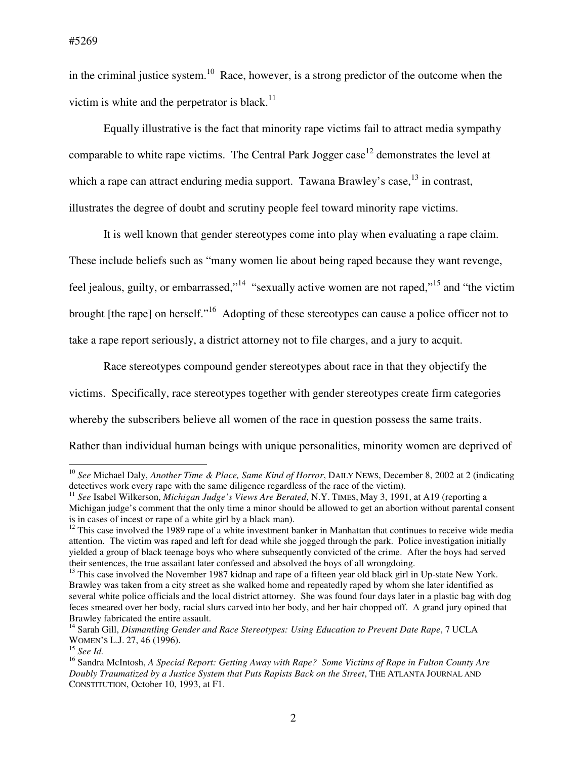in the criminal justice system.[10] Race, however, is a strong predictor of the outcome when the victim is white and the perpetrator is black.[11]

Equally illustrative is the fact that minority rape victims fail to attract media sympathy comparable to white rape victims. The Central Park Jogger case[12] demonstrates the level at which a rape can attract enduring media support. Tawana Brawley's case,[13] in contrast, illustrates the degree of doubt and scrutiny people feel toward minority rape victims.

It is well known that gender stereotypes come into play when evaluating a rape claim. These include beliefs such as "many women lie about being raped because they want revenge, feel jealous, guilty, or embarrassed,"[14] "sexually active women are not raped,"[15] and "the victim brought [the rape] on herself."[16] Adopting of these stereotypes can cause a police officer not to take a rape report seriously, a district attorney not to file charges, and a jury to acquit.

Race stereotypes compound gender stereotypes about race in that they objectify the victims. Specifically, race stereotypes together with gender stereotypes create firm categories whereby the subscribers believe all women of the race in question possess the same traits. Rather than individual human beings with unique personalities, minority women are deprived of

---

[10] *See* Michael Daly, *Another Time & Place, Same Kind of Horror*, DAILY NEWS, December 8, 2002 at 2 (indicating detectives work every rape with the same diligence regardless of the race of the victim).

[11] *See* Isabel Wilkerson, *Michigan Judge's Views Are Berated*, N.Y. TIMES, May 3, 1991, at A19 (reporting a Michigan judge's comment that the only time a minor should be allowed to get an abortion without parental consent is in cases of incest or rape of a white girl by a black man).

[12] This case involved the 1989 rape of a white investment banker in Manhattan that continues to receive wide media attention. The victim was raped and left for dead while she jogged through the park. Police investigation initially yielded a group of black teenage boys who where subsequently convicted of the crime. After the boys had served their sentences, the true assailant later confessed and absolved the boys of all wrongdoing.

[13] This case involved the November 1987 kidnap and rape of a fifteen year old black girl in Up-state New York. Brawley was taken from a city street as she walked home and repeatedly raped by whom she later identified as several white police officials and the local district attorney. She was found four days later in a plastic bag with dog feces smeared over her body, racial slurs carved into her body, and her hair chopped off. A grand jury opined that Brawley fabricated the entire assault.

[14] Sarah Gill, *Dismantling Gender and Race Stereotypes: Using Education to Prevent Date Rape*, 7 UCLA WOMEN'S L.J. 27, 46 (1996).

[15] *See Id.*

[16] Sandra McIntosh, *A Special Report: Getting Away with Rape? Some Victims of Rape in Fulton County Are Doubly Traumatized by a Justice System that Puts Rapists Back on the Street*, THE ATLANTA JOURNAL AND CONSTITUTION, October 10, 1993, at F1.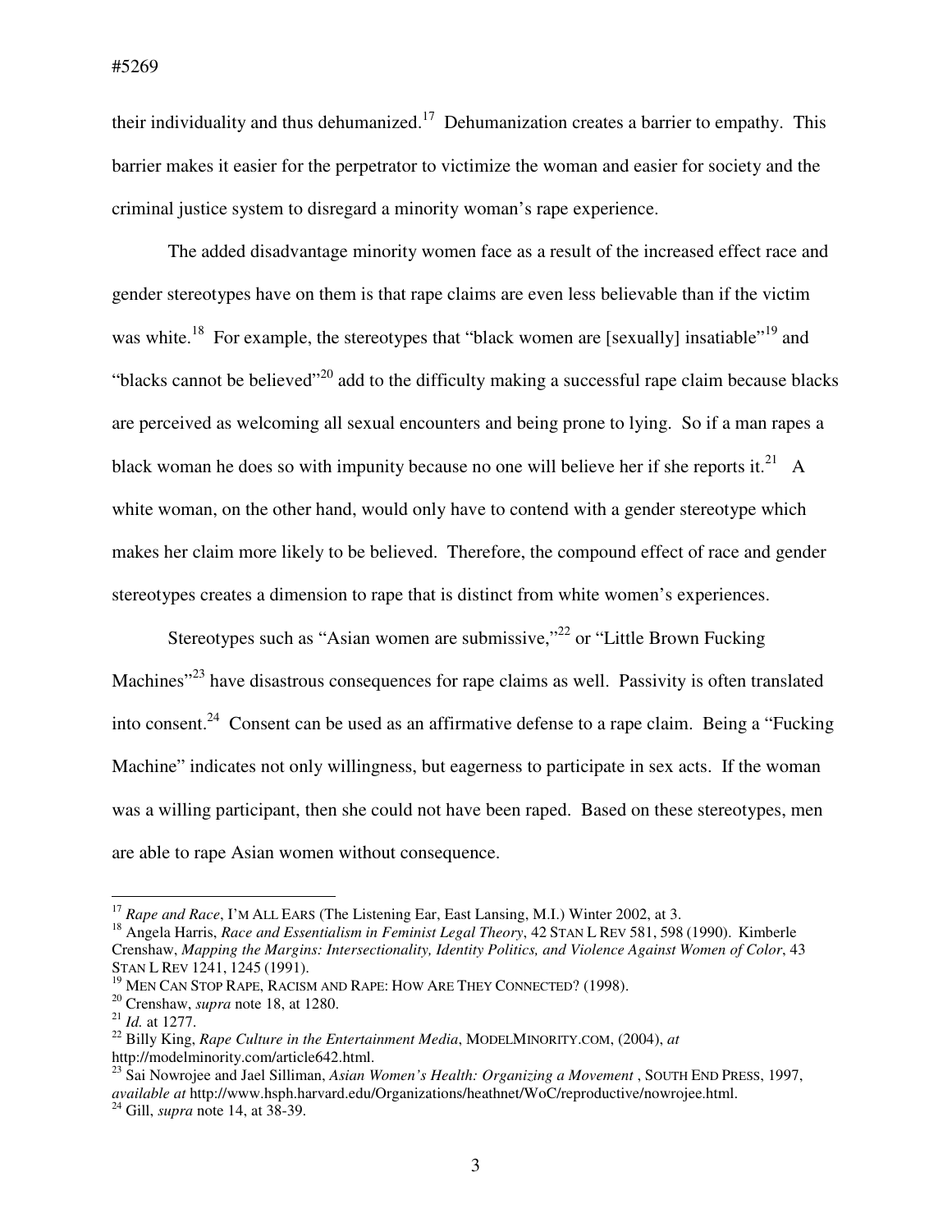their individuality and thus dehumanized.[17] Dehumanization creates a barrier to empathy. This barrier makes it easier for the perpetrator to victimize the woman and easier for society and the criminal justice system to disregard a minority woman's rape experience.

The added disadvantage minority women face as a result of the increased effect race and gender stereotypes have on them is that rape claims are even less believable than if the victim was white.[18] For example, the stereotypes that "black women are [sexually] insatiable"[19] and "blacks cannot be believed"[20] add to the difficulty making a successful rape claim because blacks are perceived as welcoming all sexual encounters and being prone to lying. So if a man rapes a black woman he does so with impunity because no one will believe her if she reports it.[21] A white woman, on the other hand, would only have to contend with a gender stereotype which makes her claim more likely to be believed. Therefore, the compound effect of race and gender stereotypes creates a dimension to rape that is distinct from white women's experiences.

Stereotypes such as "Asian women are submissive,"[22] or "Little Brown Fucking Machines"[23] have disastrous consequences for rape claims as well. Passivity is often translated into consent.[24] Consent can be used as an affirmative defense to a rape claim. Being a "Fucking Machine" indicates not only willingness, but eagerness to participate in sex acts. If the woman was a willing participant, then she could not have been raped. Based on these stereotypes, men are able to rape Asian women without consequence.

---

[17] *Rape and Race*, I'M ALL EARS (The Listening Ear, East Lansing, M.I.) Winter 2002, at 3.

[18] Angela Harris, *Race and Essentialism in Feminist Legal Theory*, 42 STAN L REV 581, 598 (1990). Kimberle Crenshaw, *Mapping the Margins: Intersectionality, Identity Politics, and Violence Against Women of Color*, 43 STAN L REV 1241, 1245 (1991).

[19] MEN CAN STOP RAPE, RACISM AND RAPE: HOW ARE THEY CONNECTED? (1998).

[20] Crenshaw, *supra* note 18, at 1280.

[21] *Id.* at 1277.

[22] Billy King, *Rape Culture in the Entertainment Media*, MODELMINORITY.COM, (2004), *at* http://modelminority.com/article642.html.

[23] Sai Nowrojee and Jael Silliman, *Asian Women's Health: Organizing a Movement* , SOUTH END PRESS, 1997, *available at* http://www.hsph.harvard.edu/Organizations/heathnet/WoC/reproductive/nowrojee.html.

[24] Gill, *supra* note 14, at 38-39.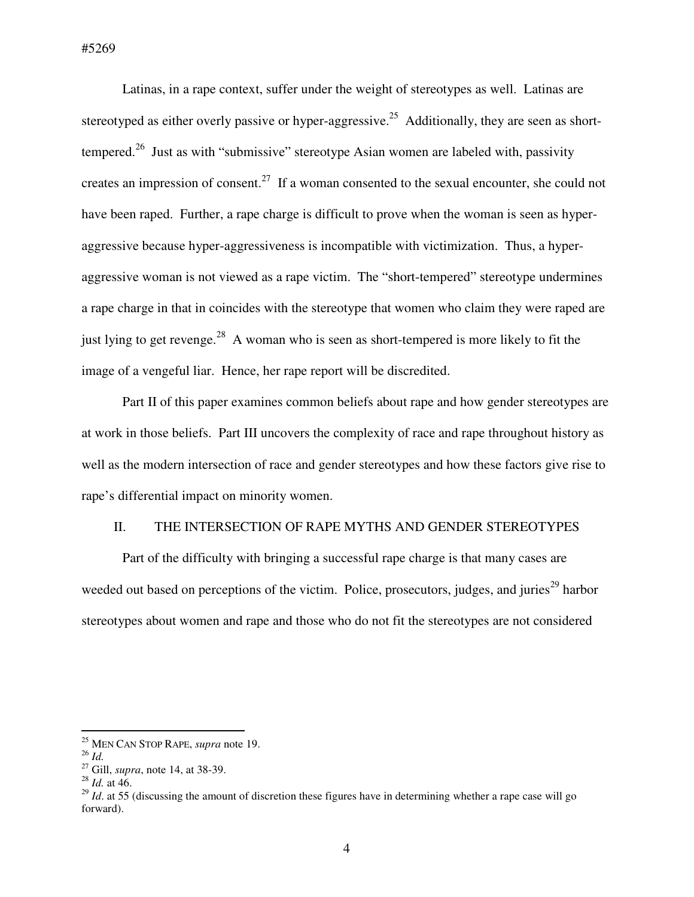Latinas, in a rape context, suffer under the weight of stereotypes as well. Latinas are stereotyped as either overly passive or hyper-aggressive.[25] Additionally, they are seen as short-tempered.[26] Just as with "submissive" stereotype Asian women are labeled with, passivity creates an impression of consent.[27] If a woman consented to the sexual encounter, she could not have been raped. Further, a rape charge is difficult to prove when the woman is seen as hyper-aggressive because hyper-aggressiveness is incompatible with victimization. Thus, a hyper-aggressive woman is not viewed as a rape victim. The "short-tempered" stereotype undermines a rape charge in that in coincides with the stereotype that women who claim they were raped are just lying to get revenge.[28] A woman who is seen as short-tempered is more likely to fit the image of a vengeful liar. Hence, her rape report will be discredited.

Part II of this paper examines common beliefs about rape and how gender stereotypes are at work in those beliefs. Part III uncovers the complexity of race and rape throughout history as well as the modern intersection of race and gender stereotypes and how these factors give rise to rape's differential impact on minority women.

## II. THE INTERSECTION OF RAPE MYTHS AND GENDER STEREOTYPES

Part of the difficulty with bringing a successful rape charge is that many cases are weeded out based on perceptions of the victim. Police, prosecutors, judges, and juries[29] harbor stereotypes about women and rape and those who do not fit the stereotypes are not considered

---

[25] MEN CAN STOP RAPE, *supra* note 19.

[26] *Id.*

[27] Gill, *supra*, note 14, at 38-39.

[28] *Id.* at 46.

[29] *Id*. at 55 (discussing the amount of discretion these figures have in determining whether a rape case will go forward).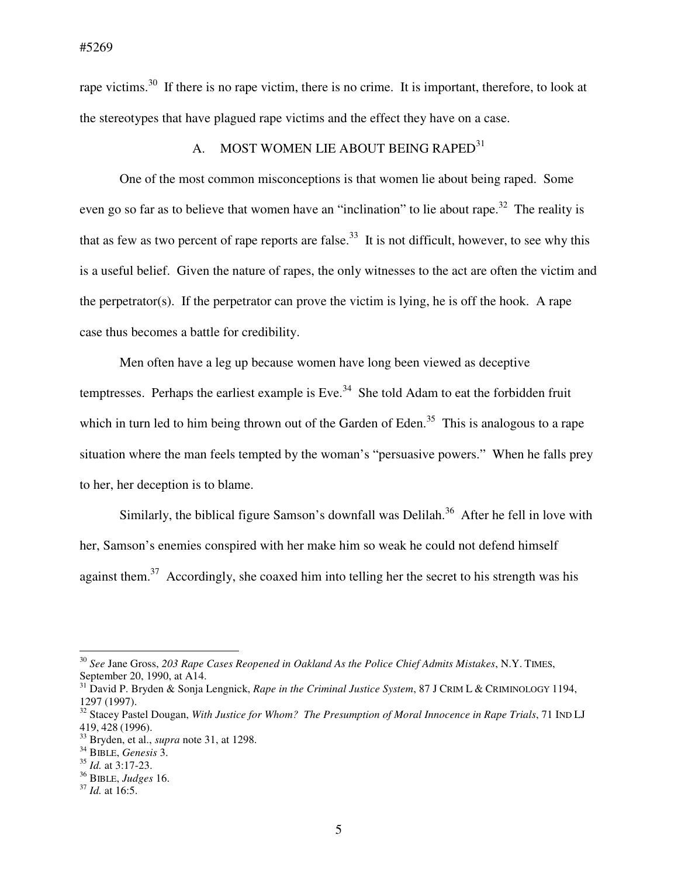rape victims.[30] If there is no rape victim, there is no crime. It is important, therefore, to look at the stereotypes that have plagued rape victims and the effect they have on a case.

## A. MOST WOMEN LIE ABOUT BEING RAPED[31]

One of the most common misconceptions is that women lie about being raped. Some even go so far as to believe that women have an "inclination" to lie about rape.[32] The reality is that as few as two percent of rape reports are false.[33] It is not difficult, however, to see why this is a useful belief. Given the nature of rapes, the only witnesses to the act are often the victim and the perpetrator(s). If the perpetrator can prove the victim is lying, he is off the hook. A rape case thus becomes a battle for credibility.

Men often have a leg up because women have long been viewed as deceptive temptresses. Perhaps the earliest example is Eve.[34] She told Adam to eat the forbidden fruit which in turn led to him being thrown out of the Garden of Eden.[35] This is analogous to a rape situation where the man feels tempted by the woman's "persuasive powers." When he falls prey to her, her deception is to blame.

Similarly, the biblical figure Samson's downfall was Delilah.[36] After he fell in love with her, Samson's enemies conspired with her make him so weak he could not defend himself against them.[37] Accordingly, she coaxed him into telling her the secret to his strength was his

---

[30] *See* Jane Gross, *203 Rape Cases Reopened in Oakland As the Police Chief Admits Mistakes*, N.Y. TIMES, September 20, 1990, at A14.

[31] David P. Bryden & Sonja Lengnick, *Rape in the Criminal Justice System*, 87 J CRIM L & CRIMINOLOGY 1194, 1297 (1997).

[32] Stacey Pastel Dougan, *With Justice for Whom? The Presumption of Moral Innocence in Rape Trials*, 71 IND LJ 419, 428 (1996).

[33] Bryden, et al., *supra* note 31, at 1298.

[34] BIBLE, *Genesis* 3.

[35] *Id.* at 3:17-23.

[36] BIBLE, *Judges* 16.

[37] *Id.* at 16:5.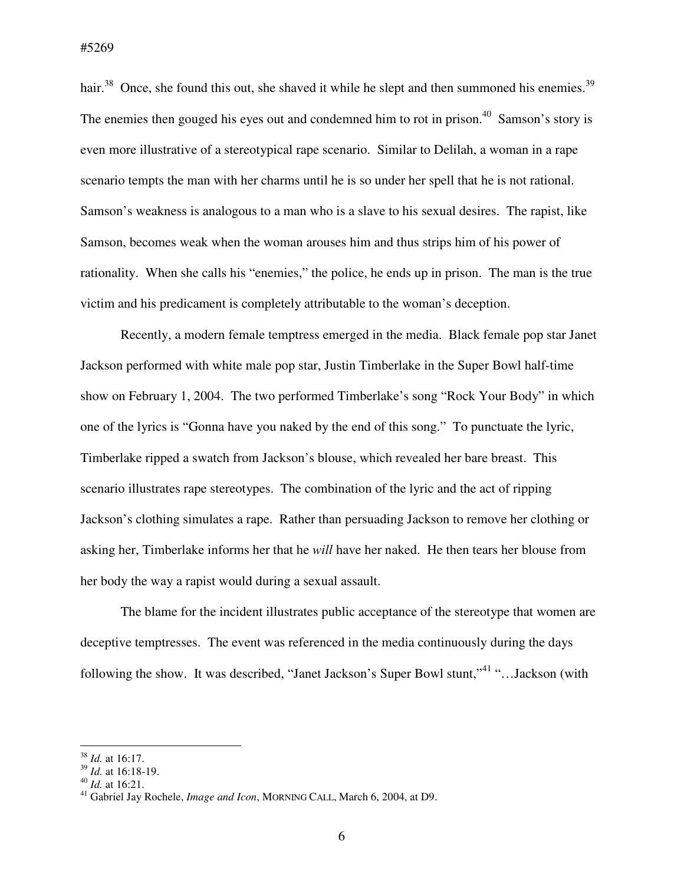hair.[38] Once, she found this out, she shaved it while he slept and then summoned his enemies.[39] The enemies then gouged his eyes out and condemned him to rot in prison.[40] Samson's story is even more illustrative of a stereotypical rape scenario. Similar to Delilah, a woman in a rape scenario tempts the man with her charms until he is so under her spell that he is not rational. Samson's weakness is analogous to a man who is a slave to his sexual desires. The rapist, like Samson, becomes weak when the woman arouses him and thus strips him of his power of rationality. When she calls his "enemies," the police, he ends up in prison. The man is the true victim and his predicament is completely attributable to the woman's deception.

Recently, a modern female temptress emerged in the media. Black female pop star Janet Jackson performed with white male pop star, Justin Timberlake in the Super Bowl half-time show on February 1, 2004. The two performed Timberlake's song "Rock Your Body" in which one of the lyrics is "Gonna have you naked by the end of this song." To punctuate the lyric, Timberlake ripped a swatch from Jackson's blouse, which revealed her bare breast. This scenario illustrates rape stereotypes. The combination of the lyric and the act of ripping Jackson's clothing simulates a rape. Rather than persuading Jackson to remove her clothing or asking her, Timberlake informs her that he *will* have her naked. He then tears her blouse from her body the way a rapist would during a sexual assault.

The blame for the incident illustrates public acceptance of the stereotype that women are deceptive temptresses. The event was referenced in the media continuously during the days following the show. It was described, "Janet Jackson's Super Bowl stunt,"[41] "…Jackson (with

---

[38] *Id.* at 16:17.
[39] *Id.* at 16:18-19.
[40] *Id.* at 16:21.
[41] Gabriel Jay Rochele, *Image and Icon*, MORNING CALL, March 6, 2004, at D9.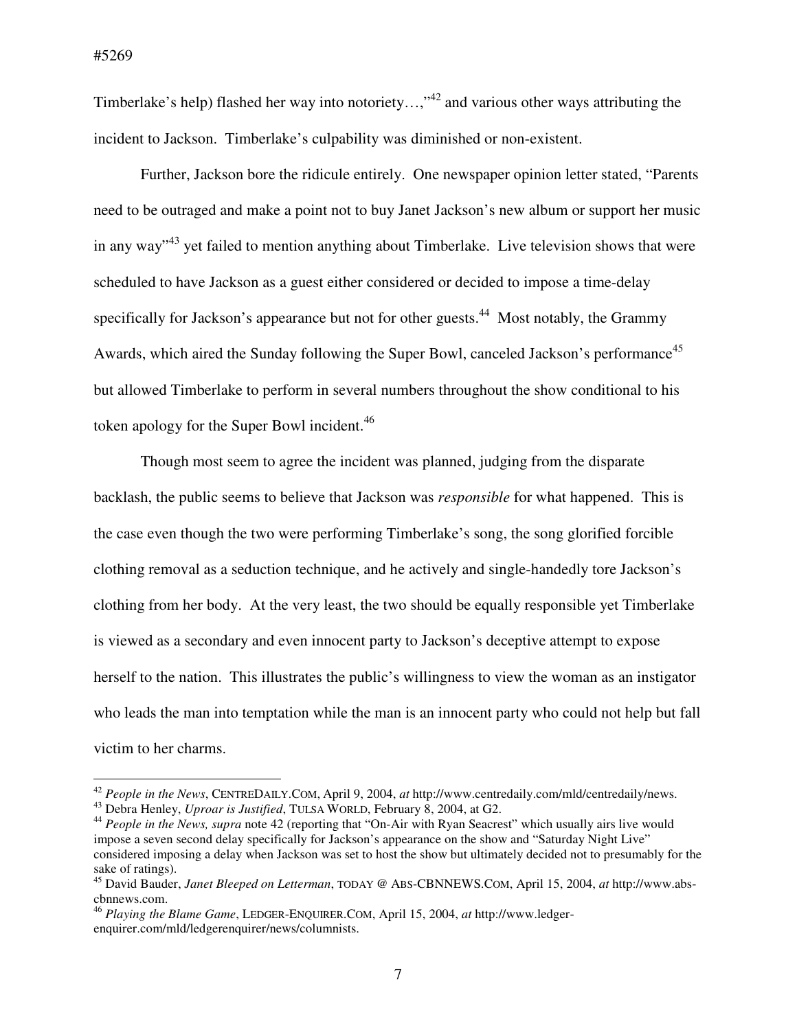Timberlake's help) flashed her way into notoriety…,"[42] and various other ways attributing the incident to Jackson. Timberlake's culpability was diminished or non-existent.

Further, Jackson bore the ridicule entirely. One newspaper opinion letter stated, "Parents need to be outraged and make a point not to buy Janet Jackson's new album or support her music in any way"[43] yet failed to mention anything about Timberlake. Live television shows that were scheduled to have Jackson as a guest either considered or decided to impose a time-delay specifically for Jackson's appearance but not for other guests.[44] Most notably, the Grammy Awards, which aired the Sunday following the Super Bowl, canceled Jackson's performance[45] but allowed Timberlake to perform in several numbers throughout the show conditional to his token apology for the Super Bowl incident.[46]

Though most seem to agree the incident was planned, judging from the disparate backlash, the public seems to believe that Jackson was *responsible* for what happened. This is the case even though the two were performing Timberlake's song, the song glorified forcible clothing removal as a seduction technique, and he actively and single-handedly tore Jackson's clothing from her body. At the very least, the two should be equally responsible yet Timberlake is viewed as a secondary and even innocent party to Jackson's deceptive attempt to expose herself to the nation. This illustrates the public's willingness to view the woman as an instigator who leads the man into temptation while the man is an innocent party who could not help but fall victim to her charms.

---

[42] *People in the News*, CENTREDAILY.COM, April 9, 2004, *at* http://www.centredaily.com/mld/centredaily/news.

[43] Debra Henley, *Uproar is Justified*, TULSA WORLD, February 8, 2004, at G2.

[44] *People in the News, supra* note 42 (reporting that "On-Air with Ryan Seacrest" which usually airs live would impose a seven second delay specifically for Jackson's appearance on the show and "Saturday Night Live" considered imposing a delay when Jackson was set to host the show but ultimately decided not to presumably for the sake of ratings).

[45] David Bauder, *Janet Bleeped on Letterman*, TODAY @ ABS-CBNNEWS.COM, April 15, 2004, *at* http://www.abs-cbnnews.com.

[46] *Playing the Blame Game*, LEDGER-ENQUIRER.COM, April 15, 2004, *at* http://www.ledger-enquirer.com/mld/ledgerenquirer/news/columnists.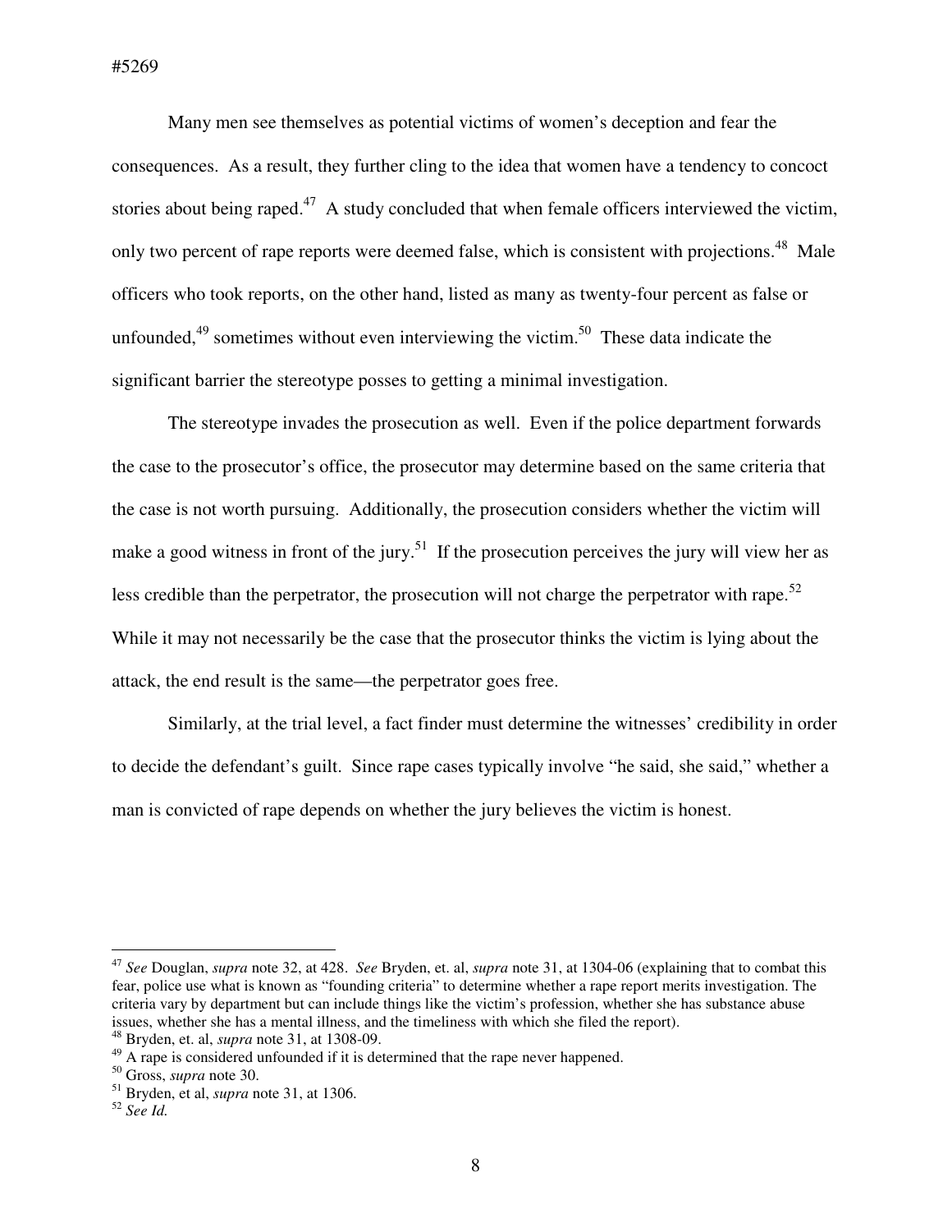Many men see themselves as potential victims of women's deception and fear the consequences. As a result, they further cling to the idea that women have a tendency to concoct stories about being raped.[47] A study concluded that when female officers interviewed the victim, only two percent of rape reports were deemed false, which is consistent with projections.[48] Male officers who took reports, on the other hand, listed as many as twenty-four percent as false or unfounded,[49] sometimes without even interviewing the victim.[50] These data indicate the significant barrier the stereotype posses to getting a minimal investigation.

The stereotype invades the prosecution as well. Even if the police department forwards the case to the prosecutor's office, the prosecutor may determine based on the same criteria that the case is not worth pursuing. Additionally, the prosecution considers whether the victim will make a good witness in front of the jury.[51] If the prosecution perceives the jury will view her as less credible than the perpetrator, the prosecution will not charge the perpetrator with rape.[52] While it may not necessarily be the case that the prosecutor thinks the victim is lying about the attack, the end result is the same—the perpetrator goes free.

Similarly, at the trial level, a fact finder must determine the witnesses' credibility in order to decide the defendant's guilt. Since rape cases typically involve "he said, she said," whether a man is convicted of rape depends on whether the jury believes the victim is honest.

---

[47] *See* Douglan, *supra* note 32, at 428. *See* Bryden, et. al, *supra* note 31, at 1304-06 (explaining that to combat this fear, police use what is known as "founding criteria" to determine whether a rape report merits investigation. The criteria vary by department but can include things like the victim's profession, whether she has substance abuse issues, whether she has a mental illness, and the timeliness with which she filed the report).

[48] Bryden, et. al, *supra* note 31, at 1308-09.

[49] A rape is considered unfounded if it is determined that the rape never happened.

[50] Gross, *supra* note 30.

[51] Bryden, et al, *supra* note 31, at 1306.

[52] *See Id.*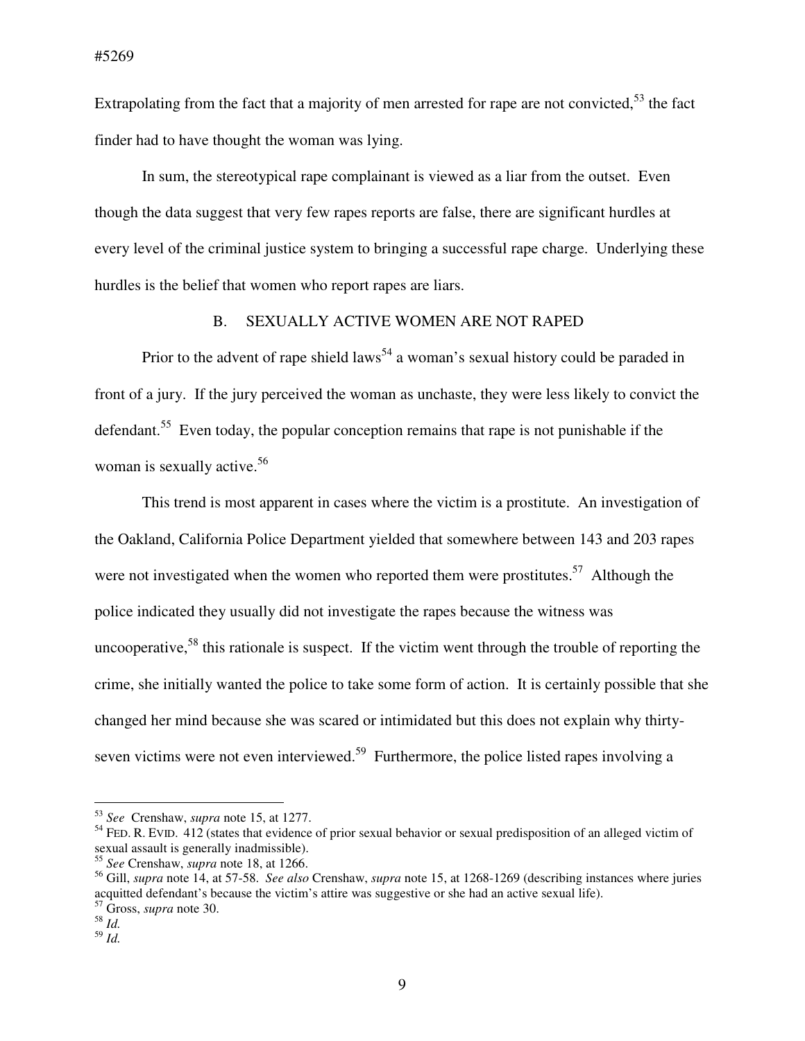Extrapolating from the fact that a majority of men arrested for rape are not convicted,[53] the fact finder had to have thought the woman was lying.

In sum, the stereotypical rape complainant is viewed as a liar from the outset. Even though the data suggest that very few rapes reports are false, there are significant hurdles at every level of the criminal justice system to bringing a successful rape charge. Underlying these hurdles is the belief that women who report rapes are liars.

### B. SEXUALLY ACTIVE WOMEN ARE NOT RAPED

Prior to the advent of rape shield laws[54] a woman's sexual history could be paraded in front of a jury. If the jury perceived the woman as unchaste, they were less likely to convict the defendant.[55] Even today, the popular conception remains that rape is not punishable if the woman is sexually active.[56]

This trend is most apparent in cases where the victim is a prostitute. An investigation of the Oakland, California Police Department yielded that somewhere between 143 and 203 rapes were not investigated when the women who reported them were prostitutes.[57] Although the police indicated they usually did not investigate the rapes because the witness was uncooperative,[58] this rationale is suspect. If the victim went through the trouble of reporting the crime, she initially wanted the police to take some form of action. It is certainly possible that she changed her mind because she was scared or intimidated but this does not explain why thirty-seven victims were not even interviewed.[59] Furthermore, the police listed rapes involving a

---

[53] *See* Crenshaw, *supra* note 15, at 1277.

[54] FED. R. EVID. 412 (states that evidence of prior sexual behavior or sexual predisposition of an alleged victim of sexual assault is generally inadmissible).

[55] *See* Crenshaw, *supra* note 18, at 1266.

[56] Gill, *supra* note 14, at 57-58. *See also* Crenshaw, *supra* note 15, at 1268-1269 (describing instances where juries acquitted defendant's because the victim's attire was suggestive or she had an active sexual life).

[57] Gross, *supra* note 30.

[58] *Id.*

[59] *Id.*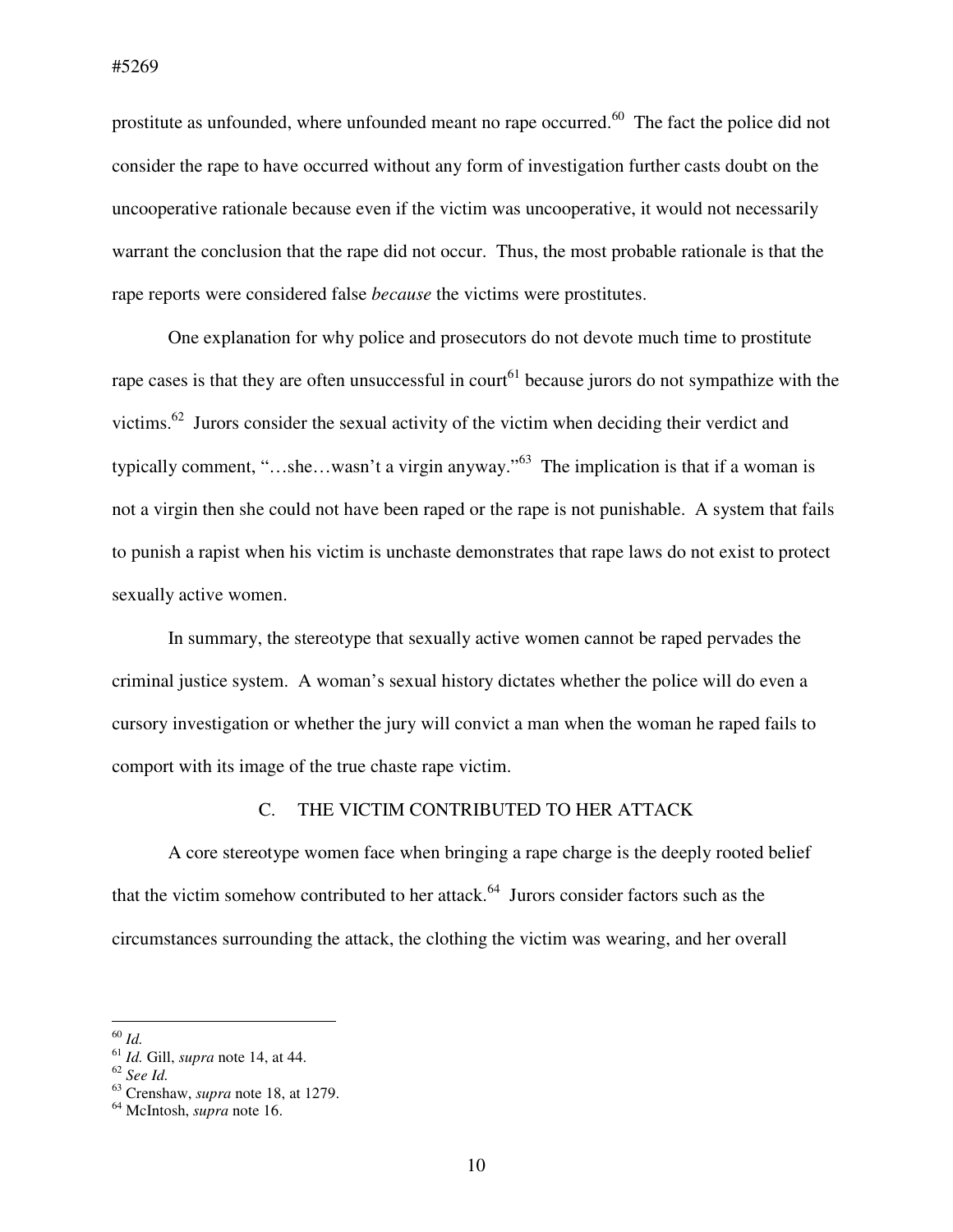prostitute as unfounded, where unfounded meant no rape occurred.[60] The fact the police did not consider the rape to have occurred without any form of investigation further casts doubt on the uncooperative rationale because even if the victim was uncooperative, it would not necessarily warrant the conclusion that the rape did not occur. Thus, the most probable rationale is that the rape reports were considered false *because* the victims were prostitutes.

One explanation for why police and prosecutors do not devote much time to prostitute rape cases is that they are often unsuccessful in court[61] because jurors do not sympathize with the victims.[62] Jurors consider the sexual activity of the victim when deciding their verdict and typically comment, "…she…wasn't a virgin anyway."[63] The implication is that if a woman is not a virgin then she could not have been raped or the rape is not punishable. A system that fails to punish a rapist when his victim is unchaste demonstrates that rape laws do not exist to protect sexually active women.

In summary, the stereotype that sexually active women cannot be raped pervades the criminal justice system. A woman's sexual history dictates whether the police will do even a cursory investigation or whether the jury will convict a man when the woman he raped fails to comport with its image of the true chaste rape victim.

### C. THE VICTIM CONTRIBUTED TO HER ATTACK

A core stereotype women face when bringing a rape charge is the deeply rooted belief that the victim somehow contributed to her attack.[64] Jurors consider factors such as the circumstances surrounding the attack, the clothing the victim was wearing, and her overall

---

[60] *Id.*

[61] *Id.* Gill, *supra* note 14, at 44.

[62] *See Id.*

[63] Crenshaw, *supra* note 18, at 1279.

[64] McIntosh, *supra* note 16.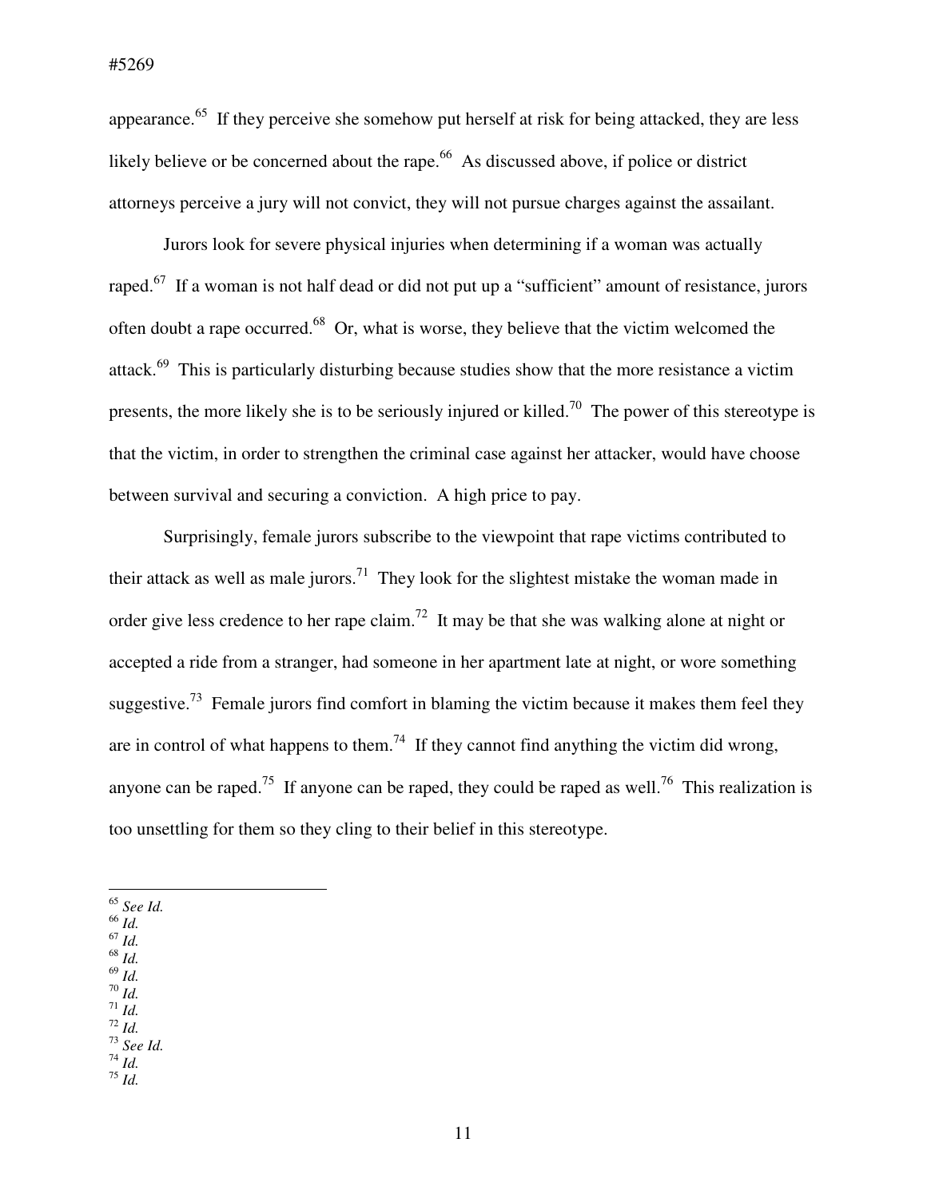appearance.[65] If they perceive she somehow put herself at risk for being attacked, they are less likely believe or be concerned about the rape.[66] As discussed above, if police or district attorneys perceive a jury will not convict, they will not pursue charges against the assailant.

Jurors look for severe physical injuries when determining if a woman was actually raped.[67] If a woman is not half dead or did not put up a "sufficient" amount of resistance, jurors often doubt a rape occurred.[68] Or, what is worse, they believe that the victim welcomed the attack.[69] This is particularly disturbing because studies show that the more resistance a victim presents, the more likely she is to be seriously injured or killed.[70] The power of this stereotype is that the victim, in order to strengthen the criminal case against her attacker, would have choose between survival and securing a conviction. A high price to pay.

Surprisingly, female jurors subscribe to the viewpoint that rape victims contributed to their attack as well as male jurors.[71] They look for the slightest mistake the woman made in order give less credence to her rape claim.[72] It may be that she was walking alone at night or accepted a ride from a stranger, had someone in her apartment late at night, or wore something suggestive.[73] Female jurors find comfort in blaming the victim because it makes them feel they are in control of what happens to them.[74] If they cannot find anything the victim did wrong, anyone can be raped.[75] If anyone can be raped, they could be raped as well.[76] This realization is too unsettling for them so they cling to their belief in this stereotype.

---

[65] *See Id.*
[66] *Id.*
[67] *Id.*
[68] *Id.*
[69] *Id.*
[70] *Id.*
[71] *Id.*
[72] *Id.*
[73] *See Id.*
[74] *Id.*
[75] *Id.*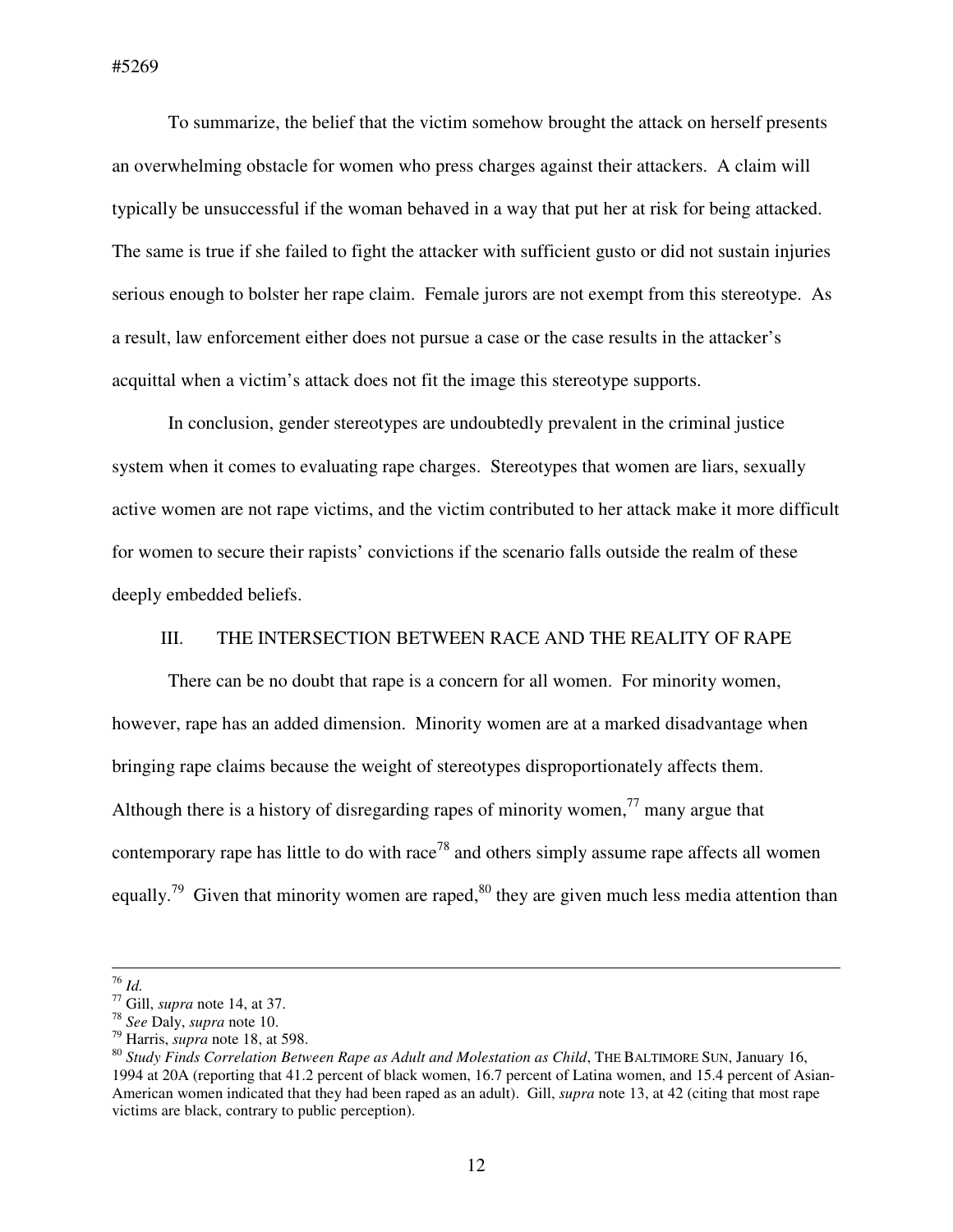To summarize, the belief that the victim somehow brought the attack on herself presents an overwhelming obstacle for women who press charges against their attackers. A claim will typically be unsuccessful if the woman behaved in a way that put her at risk for being attacked. The same is true if she failed to fight the attacker with sufficient gusto or did not sustain injuries serious enough to bolster her rape claim. Female jurors are not exempt from this stereotype. As a result, law enforcement either does not pursue a case or the case results in the attacker's acquittal when a victim's attack does not fit the image this stereotype supports.

In conclusion, gender stereotypes are undoubtedly prevalent in the criminal justice system when it comes to evaluating rape charges. Stereotypes that women are liars, sexually active women are not rape victims, and the victim contributed to her attack make it more difficult for women to secure their rapists' convictions if the scenario falls outside the realm of these deeply embedded beliefs.

## III. THE INTERSECTION BETWEEN RACE AND THE REALITY OF RAPE

There can be no doubt that rape is a concern for all women. For minority women, however, rape has an added dimension. Minority women are at a marked disadvantage when bringing rape claims because the weight of stereotypes disproportionately affects them. Although there is a history of disregarding rapes of minority women,[77] many argue that contemporary rape has little to do with race[78] and others simply assume rape affects all women equally.[79] Given that minority women are raped,[80] they are given much less media attention than

---

[76] *Id.*

[77] Gill, *supra* note 14, at 37.

[78] *See* Daly, *supra* note 10.

[79] Harris, *supra* note 18, at 598.

[80] *Study Finds Correlation Between Rape as Adult and Molestation as Child*, THE BALTIMORE SUN, January 16, 1994 at 20A (reporting that 41.2 percent of black women, 16.7 percent of Latina women, and 15.4 percent of Asian-American women indicated that they had been raped as an adult). Gill, *supra* note 13, at 42 (citing that most rape victims are black, contrary to public perception).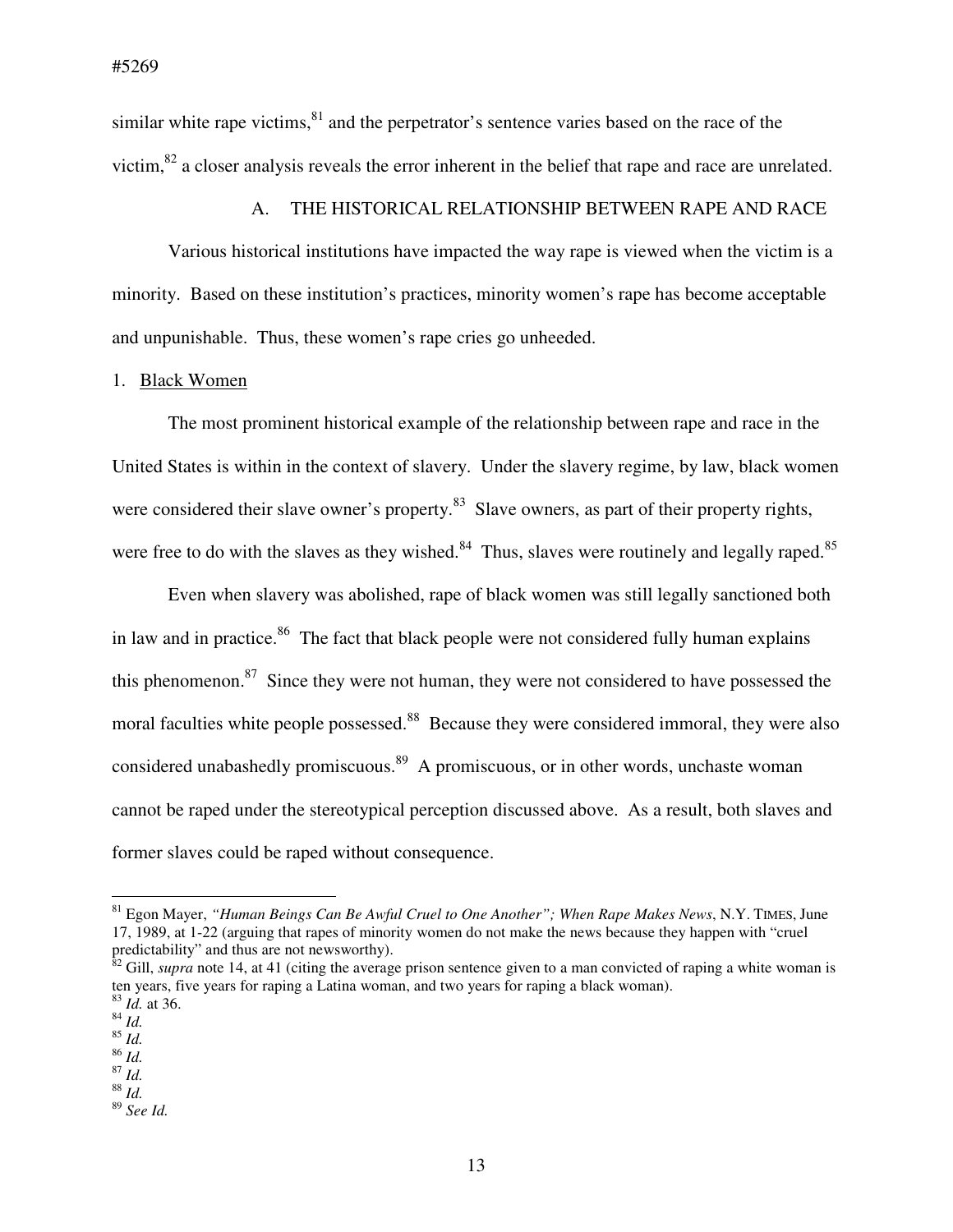similar white rape victims,[81] and the perpetrator's sentence varies based on the race of the victim,[82] a closer analysis reveals the error inherent in the belief that rape and race are unrelated.

## A. THE HISTORICAL RELATIONSHIP BETWEEN RAPE AND RACE

Various historical institutions have impacted the way rape is viewed when the victim is a minority. Based on these institution's practices, minority women's rape has become acceptable and unpunishable. Thus, these women's rape cries go unheeded.

### 1. Black Women

The most prominent historical example of the relationship between rape and race in the United States is within in the context of slavery. Under the slavery regime, by law, black women were considered their slave owner's property.[83] Slave owners, as part of their property rights, were free to do with the slaves as they wished.[84] Thus, slaves were routinely and legally raped.[85]

Even when slavery was abolished, rape of black women was still legally sanctioned both in law and in practice.[86] The fact that black people were not considered fully human explains this phenomenon.[87] Since they were not human, they were not considered to have possessed the moral faculties white people possessed.[88] Because they were considered immoral, they were also considered unabashedly promiscuous.[89] A promiscuous, or in other words, unchaste woman cannot be raped under the stereotypical perception discussed above. As a result, both slaves and former slaves could be raped without consequence.

---

[81] Egon Mayer, *"Human Beings Can Be Awful Cruel to One Another"; When Rape Makes News*, N.Y. TIMES, June 17, 1989, at 1-22 (arguing that rapes of minority women do not make the news because they happen with "cruel predictability" and thus are not newsworthy).

[82] Gill, *supra* note 14, at 41 (citing the average prison sentence given to a man convicted of raping a white woman is ten years, five years for raping a Latina woman, and two years for raping a black woman).

[83] *Id.* at 36.

[84] *Id.*

[85] *Id.*

[86] *Id.*

[87] *Id.*

[88] *Id.*

[89] *See Id.*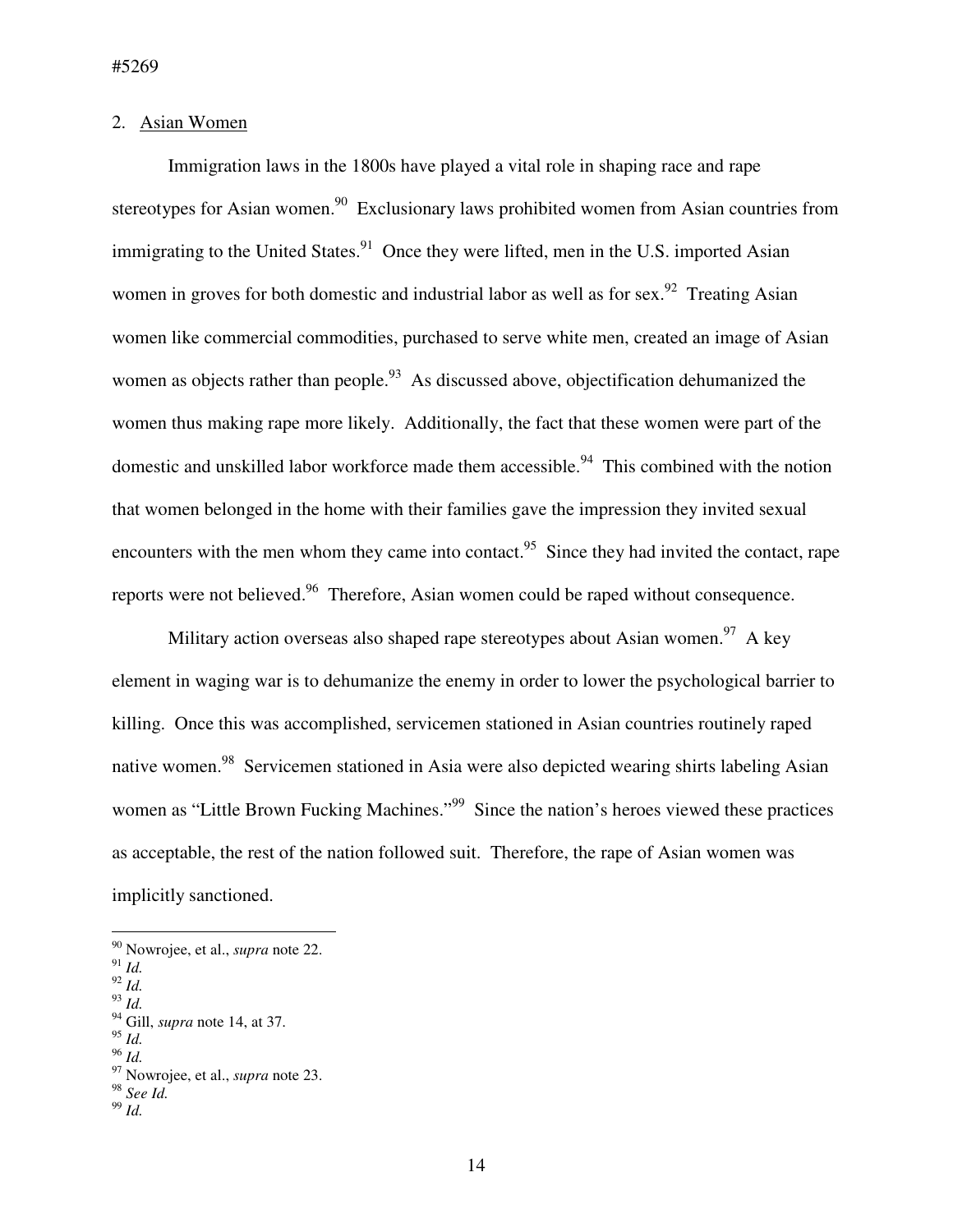#5269

## 2. Asian Women

Immigration laws in the 1800s have played a vital role in shaping race and rape stereotypes for Asian women.[90] Exclusionary laws prohibited women from Asian countries from immigrating to the United States.[91] Once they were lifted, men in the U.S. imported Asian women in groves for both domestic and industrial labor as well as for sex.[92] Treating Asian women like commercial commodities, purchased to serve white men, created an image of Asian women as objects rather than people.[93] As discussed above, objectification dehumanized the women thus making rape more likely. Additionally, the fact that these women were part of the domestic and unskilled labor workforce made them accessible.[94] This combined with the notion that women belonged in the home with their families gave the impression they invited sexual encounters with the men whom they came into contact.[95] Since they had invited the contact, rape reports were not believed.[96] Therefore, Asian women could be raped without consequence.

Military action overseas also shaped rape stereotypes about Asian women.[97] A key element in waging war is to dehumanize the enemy in order to lower the psychological barrier to killing. Once this was accomplished, servicemen stationed in Asian countries routinely raped native women.[98] Servicemen stationed in Asia were also depicted wearing shirts labeling Asian women as "Little Brown Fucking Machines."[99] Since the nation's heroes viewed these practices as acceptable, the rest of the nation followed suit. Therefore, the rape of Asian women was implicitly sanctioned.

---

[90] Nowrojee, et al., *supra* note 22.
[91] *Id.*
[92] *Id.*
[93] *Id.*
[94] Gill, *supra* note 14, at 37.
[95] *Id.*
[96] *Id.*
[97] Nowrojee, et al., *supra* note 23.
[98] *See Id.*
[99] *Id.*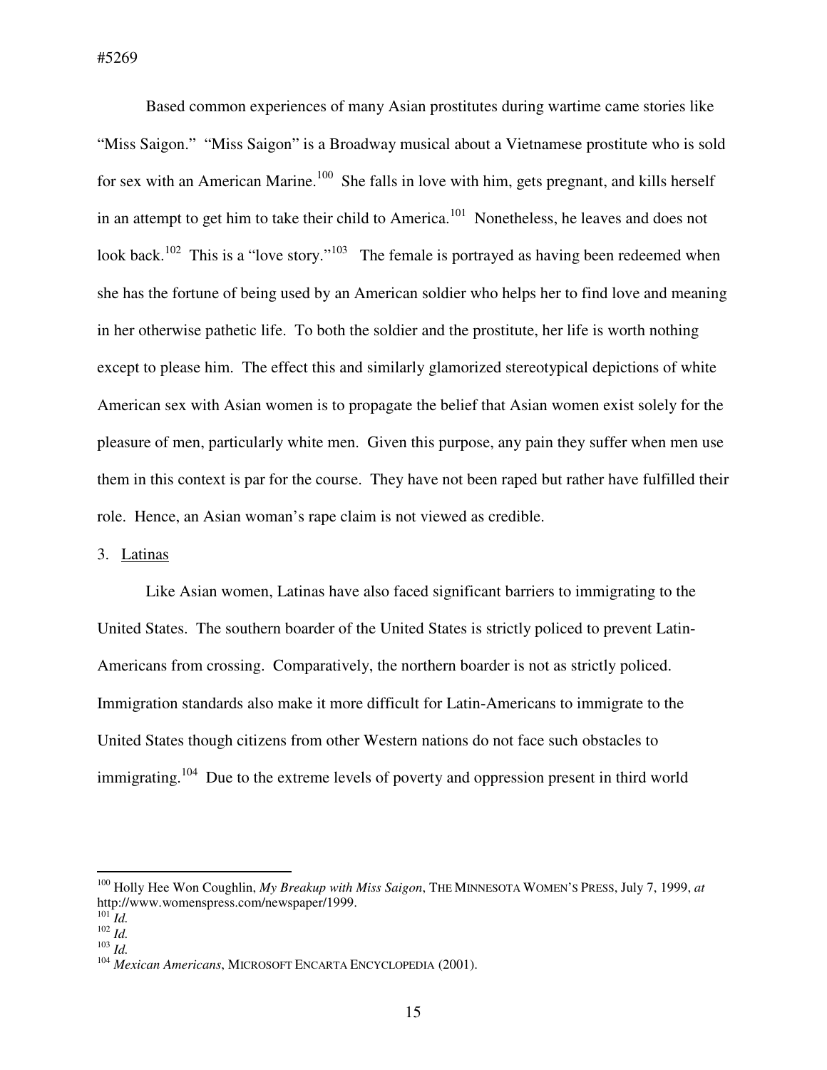Based common experiences of many Asian prostitutes during wartime came stories like "Miss Saigon." "Miss Saigon" is a Broadway musical about a Vietnamese prostitute who is sold for sex with an American Marine.[100] She falls in love with him, gets pregnant, and kills herself in an attempt to get him to take their child to America.[101] Nonetheless, he leaves and does not look back.[102] This is a "love story."[103] The female is portrayed as having been redeemed when she has the fortune of being used by an American soldier who helps her to find love and meaning in her otherwise pathetic life. To both the soldier and the prostitute, her life is worth nothing except to please him. The effect this and similarly glamorized stereotypical depictions of white American sex with Asian women is to propagate the belief that Asian women exist solely for the pleasure of men, particularly white men. Given this purpose, any pain they suffer when men use them in this context is par for the course. They have not been raped but rather have fulfilled their role. Hence, an Asian woman's rape claim is not viewed as credible.

3. <u>Latinas</u>

Like Asian women, Latinas have also faced significant barriers to immigrating to the United States. The southern boarder of the United States is strictly policed to prevent Latin-Americans from crossing. Comparatively, the northern boarder is not as strictly policed. Immigration standards also make it more difficult for Latin-Americans to immigrate to the United States though citizens from other Western nations do not face such obstacles to immigrating.[104] Due to the extreme levels of poverty and oppression present in third world

---

[100] Holly Hee Won Coughlin, *My Breakup with Miss Saigon*, THE MINNESOTA WOMEN'S PRESS, July 7, 1999, *at* http://www.womenspress.com/newspaper/1999.

[101] *Id.*

[102] *Id.*

[103] *Id.*

[104] *Mexican Americans*, MICROSOFT ENCARTA ENCYCLOPEDIA (2001).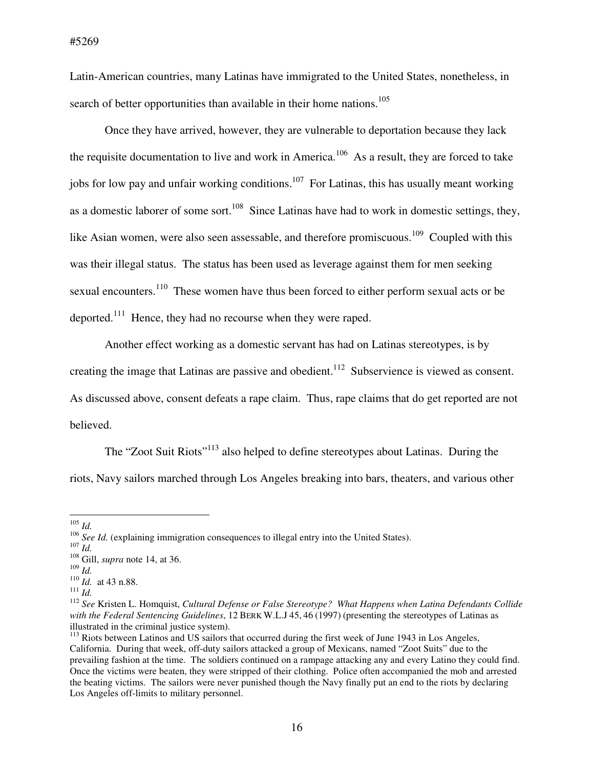Latin-American countries, many Latinas have immigrated to the United States, nonetheless, in search of better opportunities than available in their home nations.[105]

Once they have arrived, however, they are vulnerable to deportation because they lack the requisite documentation to live and work in America.[106] As a result, they are forced to take jobs for low pay and unfair working conditions.[107] For Latinas, this has usually meant working as a domestic laborer of some sort.[108] Since Latinas have had to work in domestic settings, they, like Asian women, were also seen assessable, and therefore promiscuous.[109] Coupled with this was their illegal status. The status has been used as leverage against them for men seeking sexual encounters.[110] These women have thus been forced to either perform sexual acts or be deported.[111] Hence, they had no recourse when they were raped.

Another effect working as a domestic servant has had on Latinas stereotypes, is by creating the image that Latinas are passive and obedient.[112] Subservience is viewed as consent. As discussed above, consent defeats a rape claim. Thus, rape claims that do get reported are not believed.

The "Zoot Suit Riots"[113] also helped to define stereotypes about Latinas. During the riots, Navy sailors marched through Los Angeles breaking into bars, theaters, and various other

---

[105] *Id.*
[106] *See Id.* (explaining immigration consequences to illegal entry into the United States).
[107] *Id.*
[108] Gill, *supra* note 14, at 36.
[109] *Id.*
[110] *Id.* at 43 n.88.
[111] *Id.*
[112] *See* Kristen L. Homquist, *Cultural Defense or False Stereotype? What Happens when Latina Defendants Collide with the Federal Sentencing Guidelines*, 12 BERK W.L.J 45, 46 (1997) (presenting the stereotypes of Latinas as illustrated in the criminal justice system).
[113] Riots between Latinos and US sailors that occurred during the first week of June 1943 in Los Angeles, California. During that week, off-duty sailors attacked a group of Mexicans, named "Zoot Suits" due to the prevailing fashion at the time. The soldiers continued on a rampage attacking any and every Latino they could find. Once the victims were beaten, they were stripped of their clothing. Police often accompanied the mob and arrested the beating victims. The sailors were never punished though the Navy finally put an end to the riots by declaring Los Angeles off-limits to military personnel.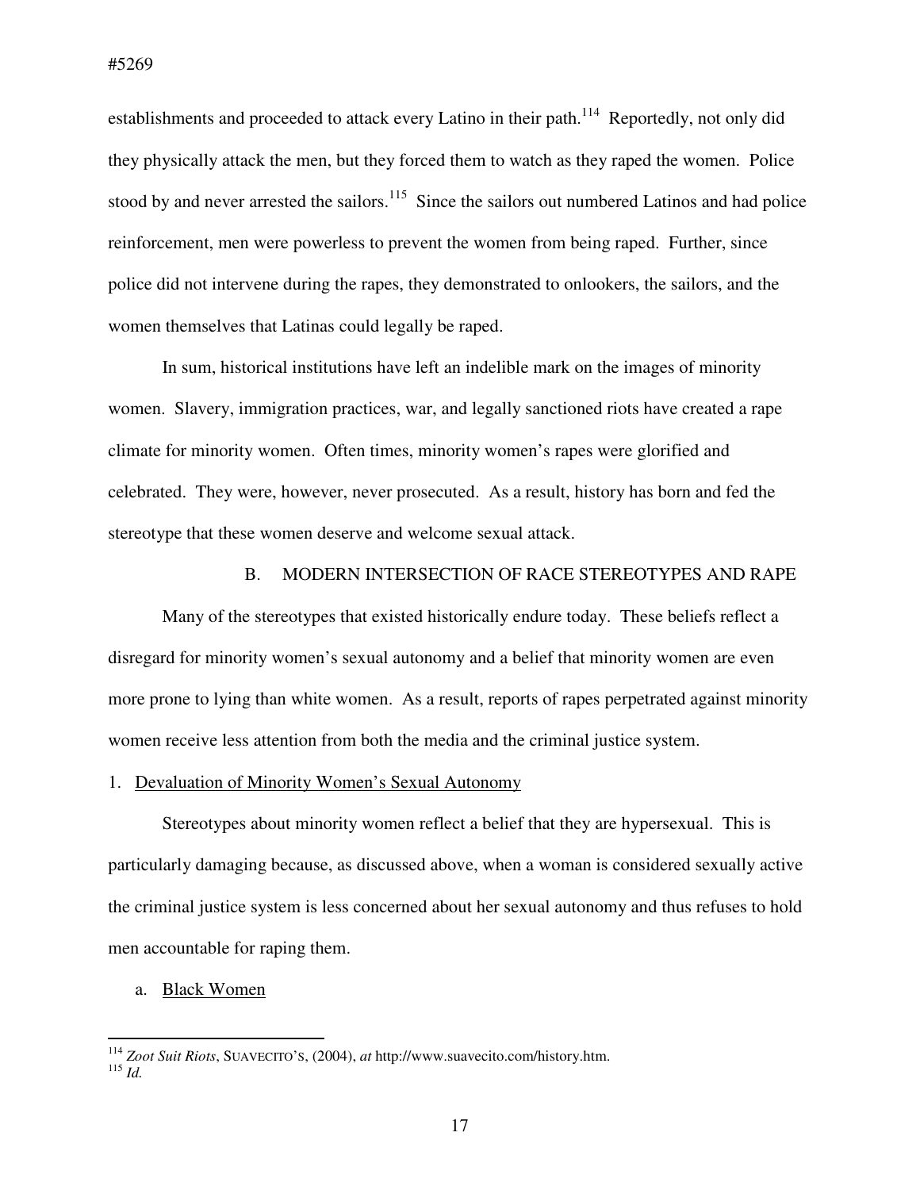establishments and proceeded to attack every Latino in their path.[114] Reportedly, not only did they physically attack the men, but they forced them to watch as they raped the women. Police stood by and never arrested the sailors.[115] Since the sailors out numbered Latinos and had police reinforcement, men were powerless to prevent the women from being raped. Further, since police did not intervene during the rapes, they demonstrated to onlookers, the sailors, and the women themselves that Latinas could legally be raped.

In sum, historical institutions have left an indelible mark on the images of minority women. Slavery, immigration practices, war, and legally sanctioned riots have created a rape climate for minority women. Often times, minority women's rapes were glorified and celebrated. They were, however, never prosecuted. As a result, history has born and fed the stereotype that these women deserve and welcome sexual attack.

## B. MODERN INTERSECTION OF RACE STEREOTYPES AND RAPE

Many of the stereotypes that existed historically endure today. These beliefs reflect a disregard for minority women's sexual autonomy and a belief that minority women are even more prone to lying than white women. As a result, reports of rapes perpetrated against minority women receive less attention from both the media and the criminal justice system.

### 1. Devaluation of Minority Women's Sexual Autonomy

Stereotypes about minority women reflect a belief that they are hypersexual. This is particularly damaging because, as discussed above, when a woman is considered sexually active the criminal justice system is less concerned about her sexual autonomy and thus refuses to hold men accountable for raping them.

#### a. Black Women

---

[114] *Zoot Suit Riots*, SUAVECITO'S, (2004), *at* http://www.suavecito.com/history.htm.

[115] *Id.*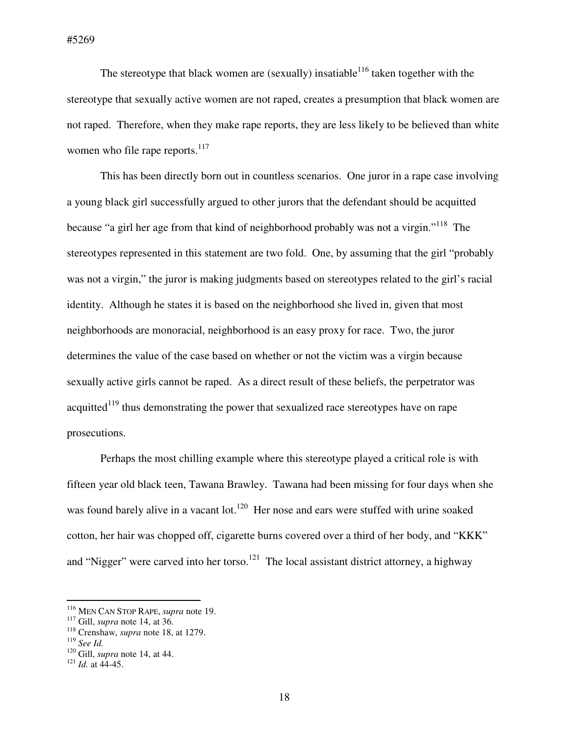The stereotype that black women are (sexually) insatiable[116] taken together with the stereotype that sexually active women are not raped, creates a presumption that black women are not raped. Therefore, when they make rape reports, they are less likely to be believed than white women who file rape reports.[117]

This has been directly born out in countless scenarios. One juror in a rape case involving a young black girl successfully argued to other jurors that the defendant should be acquitted because "a girl her age from that kind of neighborhood probably was not a virgin."[118] The stereotypes represented in this statement are two fold. One, by assuming that the girl "probably was not a virgin," the juror is making judgments based on stereotypes related to the girl's racial identity. Although he states it is based on the neighborhood she lived in, given that most neighborhoods are monoracial, neighborhood is an easy proxy for race. Two, the juror determines the value of the case based on whether or not the victim was a virgin because sexually active girls cannot be raped. As a direct result of these beliefs, the perpetrator was acquitted[119] thus demonstrating the power that sexualized race stereotypes have on rape prosecutions.

Perhaps the most chilling example where this stereotype played a critical role is with fifteen year old black teen, Tawana Brawley. Tawana had been missing for four days when she was found barely alive in a vacant lot.[120] Her nose and ears were stuffed with urine soaked cotton, her hair was chopped off, cigarette burns covered over a third of her body, and "KKK" and "Nigger" were carved into her torso.[121] The local assistant district attorney, a highway

---

[116] MEN CAN STOP RAPE, *supra* note 19.

[117] Gill, *supra* note 14, at 36.

[118] Crenshaw, *supra* note 18, at 1279.

[119] *See Id.*

[120] Gill, *supra* note 14, at 44.

[121] *Id.* at 44-45.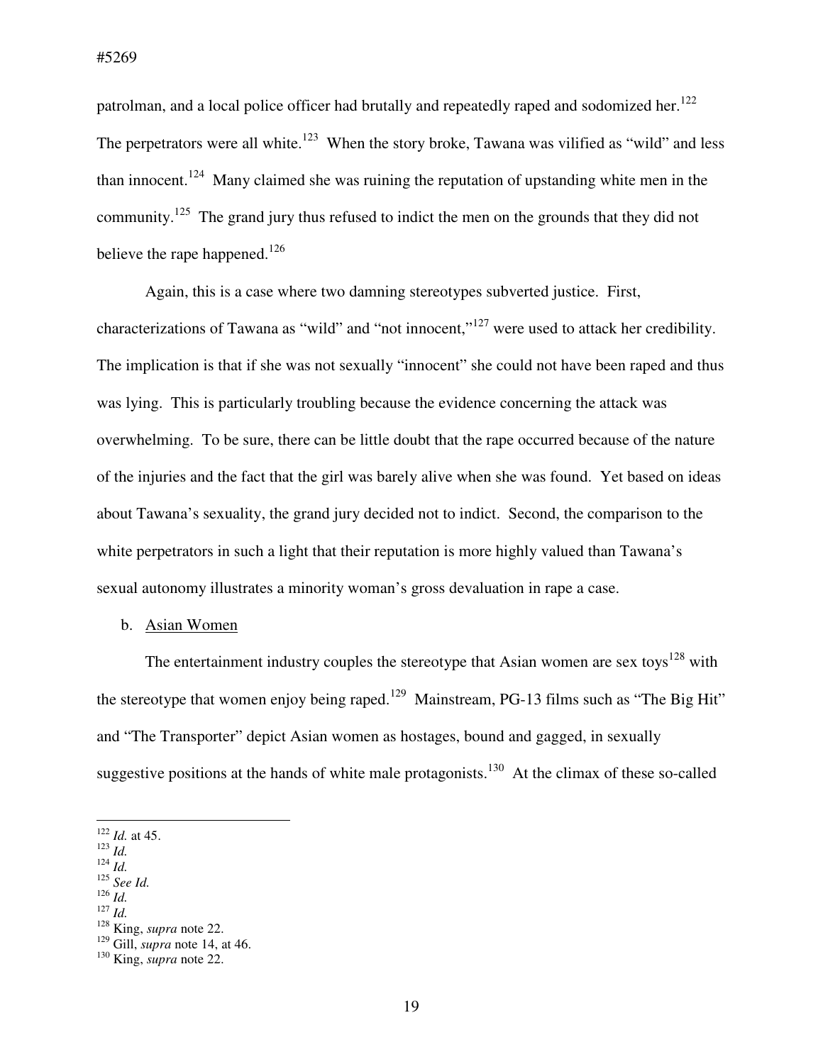patrolman, and a local police officer had brutally and repeatedly raped and sodomized her.[122] The perpetrators were all white.[123] When the story broke, Tawana was vilified as "wild" and less than innocent.[124] Many claimed she was ruining the reputation of upstanding white men in the community.[125] The grand jury thus refused to indict the men on the grounds that they did not believe the rape happened.[126]

Again, this is a case where two damning stereotypes subverted justice. First, characterizations of Tawana as "wild" and "not innocent,"[127] were used to attack her credibility. The implication is that if she was not sexually "innocent" she could not have been raped and thus was lying. This is particularly troubling because the evidence concerning the attack was overwhelming. To be sure, there can be little doubt that the rape occurred because of the nature of the injuries and the fact that the girl was barely alive when she was found. Yet based on ideas about Tawana's sexuality, the grand jury decided not to indict. Second, the comparison to the white perpetrators in such a light that their reputation is more highly valued than Tawana's sexual autonomy illustrates a minority woman's gross devaluation in rape a case.

b. Asian Women

The entertainment industry couples the stereotype that Asian women are sex toys[128] with the stereotype that women enjoy being raped.[129] Mainstream, PG-13 films such as "The Big Hit" and "The Transporter" depict Asian women as hostages, bound and gagged, in sexually suggestive positions at the hands of white male protagonists.[130] At the climax of these so-called

---

[122] *Id.* at 45.
[123] *Id.*
[124] *Id.*
[125] *See Id.*
[126] *Id.*
[127] *Id.*
[128] King, *supra* note 22.
[129] Gill, *supra* note 14, at 46.
[130] King, *supra* note 22.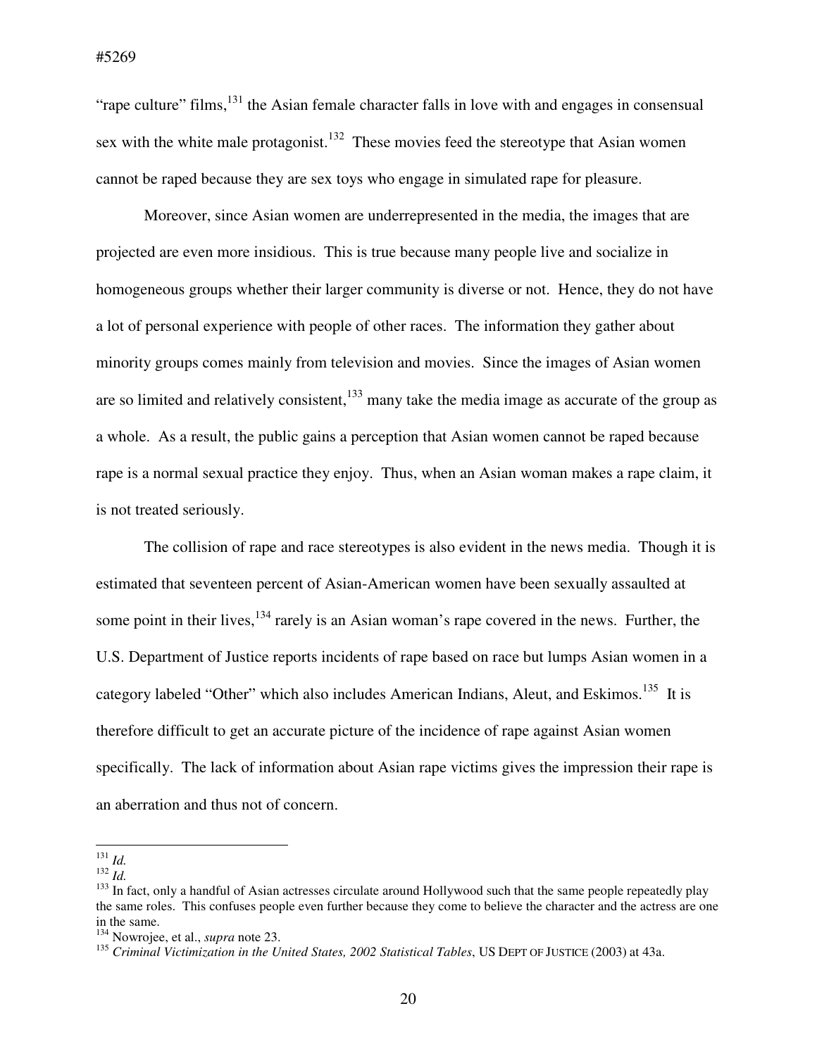"rape culture" films,[131] the Asian female character falls in love with and engages in consensual sex with the white male protagonist.[132] These movies feed the stereotype that Asian women cannot be raped because they are sex toys who engage in simulated rape for pleasure.

Moreover, since Asian women are underrepresented in the media, the images that are projected are even more insidious. This is true because many people live and socialize in homogeneous groups whether their larger community is diverse or not. Hence, they do not have a lot of personal experience with people of other races. The information they gather about minority groups comes mainly from television and movies. Since the images of Asian women are so limited and relatively consistent,[133] many take the media image as accurate of the group as a whole. As a result, the public gains a perception that Asian women cannot be raped because rape is a normal sexual practice they enjoy. Thus, when an Asian woman makes a rape claim, it is not treated seriously.

The collision of rape and race stereotypes is also evident in the news media. Though it is estimated that seventeen percent of Asian-American women have been sexually assaulted at some point in their lives,[134] rarely is an Asian woman's rape covered in the news. Further, the U.S. Department of Justice reports incidents of rape based on race but lumps Asian women in a category labeled "Other" which also includes American Indians, Aleut, and Eskimos.[135] It is therefore difficult to get an accurate picture of the incidence of rape against Asian women specifically. The lack of information about Asian rape victims gives the impression their rape is an aberration and thus not of concern.

---

[131] *Id.*

[132] *Id.*

[133] In fact, only a handful of Asian actresses circulate around Hollywood such that the same people repeatedly play the same roles. This confuses people even further because they come to believe the character and the actress are one in the same.

[134] Nowrojee, et al., *supra* note 23.

[135] *Criminal Victimization in the United States, 2002 Statistical Tables*, US DEPT OF JUSTICE (2003) at 43a.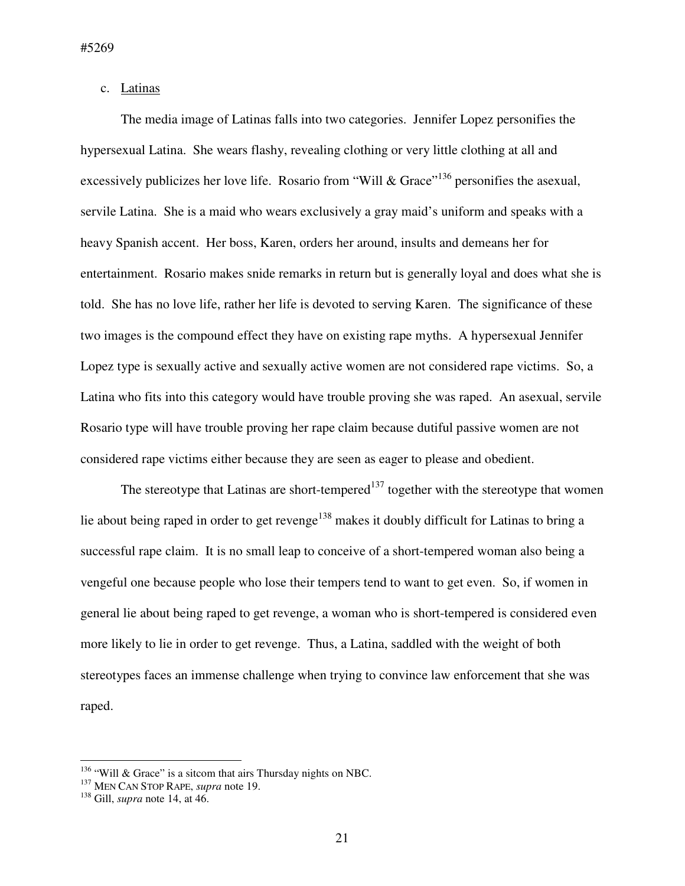c. Latinas

The media image of Latinas falls into two categories. Jennifer Lopez personifies the hypersexual Latina. She wears flashy, revealing clothing or very little clothing at all and excessively publicizes her love life. Rosario from "Will & Grace"[136] personifies the asexual, servile Latina. She is a maid who wears exclusively a gray maid's uniform and speaks with a heavy Spanish accent. Her boss, Karen, orders her around, insults and demeans her for entertainment. Rosario makes snide remarks in return but is generally loyal and does what she is told. She has no love life, rather her life is devoted to serving Karen. The significance of these two images is the compound effect they have on existing rape myths. A hypersexual Jennifer Lopez type is sexually active and sexually active women are not considered rape victims. So, a Latina who fits into this category would have trouble proving she was raped. An asexual, servile Rosario type will have trouble proving her rape claim because dutiful passive women are not considered rape victims either because they are seen as eager to please and obedient.

The stereotype that Latinas are short-tempered[137] together with the stereotype that women lie about being raped in order to get revenge[138] makes it doubly difficult for Latinas to bring a successful rape claim. It is no small leap to conceive of a short-tempered woman also being a vengeful one because people who lose their tempers tend to want to get even. So, if women in general lie about being raped to get revenge, a woman who is short-tempered is considered even more likely to lie in order to get revenge. Thus, a Latina, saddled with the weight of both stereotypes faces an immense challenge when trying to convince law enforcement that she was raped.

---

[136] "Will & Grace" is a sitcom that airs Thursday nights on NBC.

[137] MEN CAN STOP RAPE, *supra* note 19.

[138] Gill, *supra* note 14, at 46.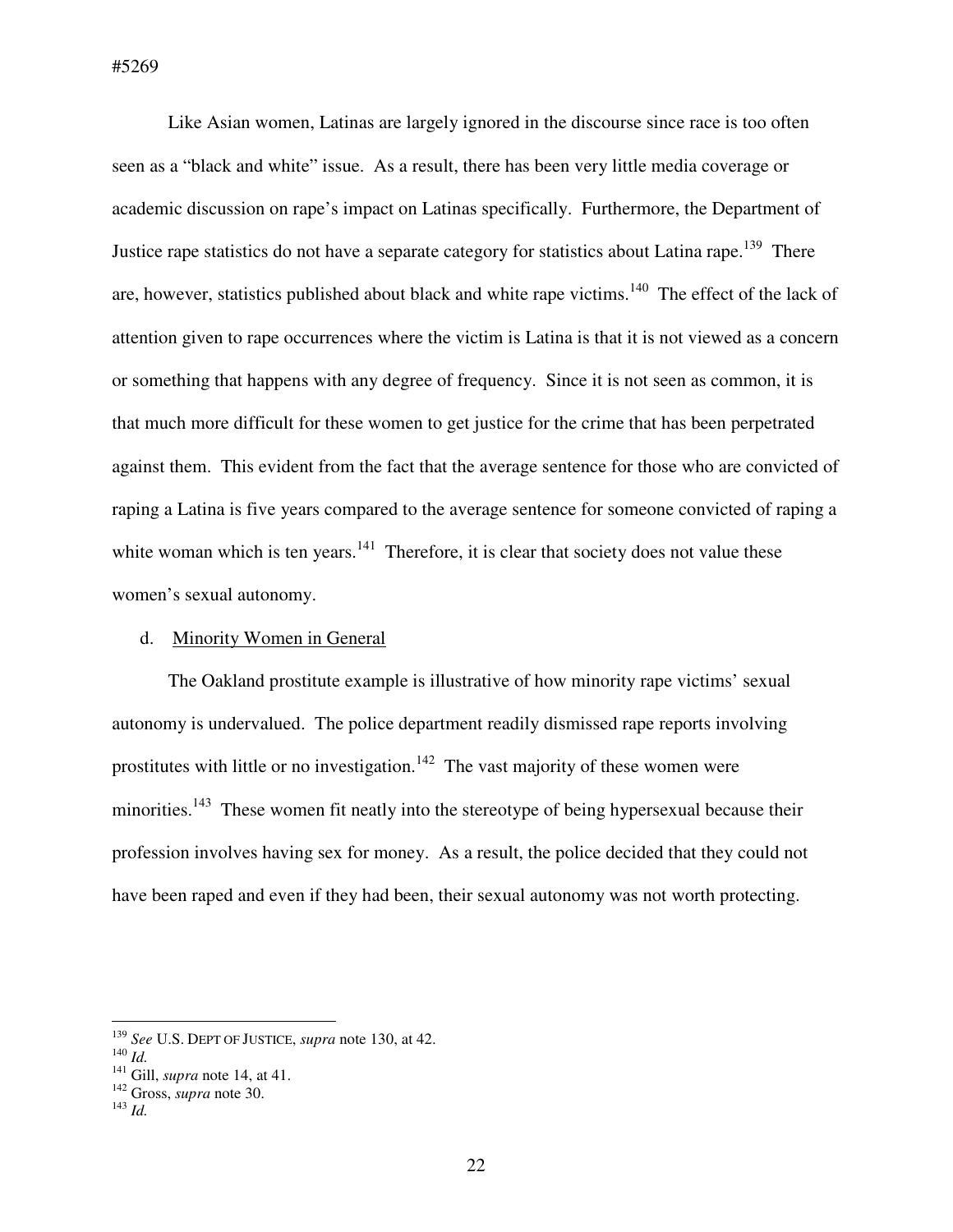Like Asian women, Latinas are largely ignored in the discourse since race is too often seen as a "black and white" issue. As a result, there has been very little media coverage or academic discussion on rape's impact on Latinas specifically. Furthermore, the Department of Justice rape statistics do not have a separate category for statistics about Latina rape.[139] There are, however, statistics published about black and white rape victims.[140] The effect of the lack of attention given to rape occurrences where the victim is Latina is that it is not viewed as a concern or something that happens with any degree of frequency. Since it is not seen as common, it is that much more difficult for these women to get justice for the crime that has been perpetrated against them. This evident from the fact that the average sentence for those who are convicted of raping a Latina is five years compared to the average sentence for someone convicted of raping a white woman which is ten years.[141] Therefore, it is clear that society does not value these women's sexual autonomy.

d. Minority Women in General

The Oakland prostitute example is illustrative of how minority rape victims' sexual autonomy is undervalued. The police department readily dismissed rape reports involving prostitutes with little or no investigation.[142] The vast majority of these women were minorities.[143] These women fit neatly into the stereotype of being hypersexual because their profession involves having sex for money. As a result, the police decided that they could not have been raped and even if they had been, their sexual autonomy was not worth protecting.

---

[139] *See* U.S. DEPT OF JUSTICE, *supra* note 130, at 42.
[140] *Id.*
[141] Gill, *supra* note 14, at 41.
[142] Gross, *supra* note 30.
[143] *Id.*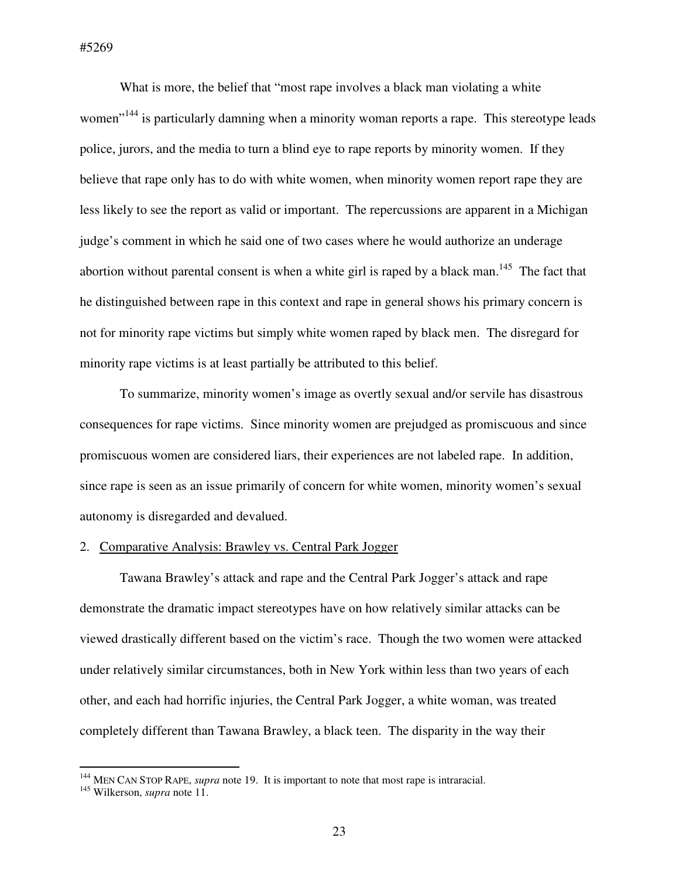What is more, the belief that "most rape involves a black man violating a white women"[144] is particularly damning when a minority woman reports a rape. This stereotype leads police, jurors, and the media to turn a blind eye to rape reports by minority women. If they believe that rape only has to do with white women, when minority women report rape they are less likely to see the report as valid or important. The repercussions are apparent in a Michigan judge's comment in which he said one of two cases where he would authorize an underage abortion without parental consent is when a white girl is raped by a black man.[145] The fact that he distinguished between rape in this context and rape in general shows his primary concern is not for minority rape victims but simply white women raped by black men. The disregard for minority rape victims is at least partially be attributed to this belief.

To summarize, minority women's image as overtly sexual and/or servile has disastrous consequences for rape victims. Since minority women are prejudged as promiscuous and since promiscuous women are considered liars, their experiences are not labeled rape. In addition, since rape is seen as an issue primarily of concern for white women, minority women's sexual autonomy is disregarded and devalued.

2. <u>Comparative Analysis: Brawley vs. Central Park Jogger</u>

Tawana Brawley's attack and rape and the Central Park Jogger's attack and rape demonstrate the dramatic impact stereotypes have on how relatively similar attacks can be viewed drastically different based on the victim's race. Though the two women were attacked under relatively similar circumstances, both in New York within less than two years of each other, and each had horrific injuries, the Central Park Jogger, a white woman, was treated completely different than Tawana Brawley, a black teen. The disparity in the way their

---

[144] MEN CAN STOP RAPE, *supra* note 19. It is important to note that most rape is intraracial.

[145] Wilkerson, *supra* note 11.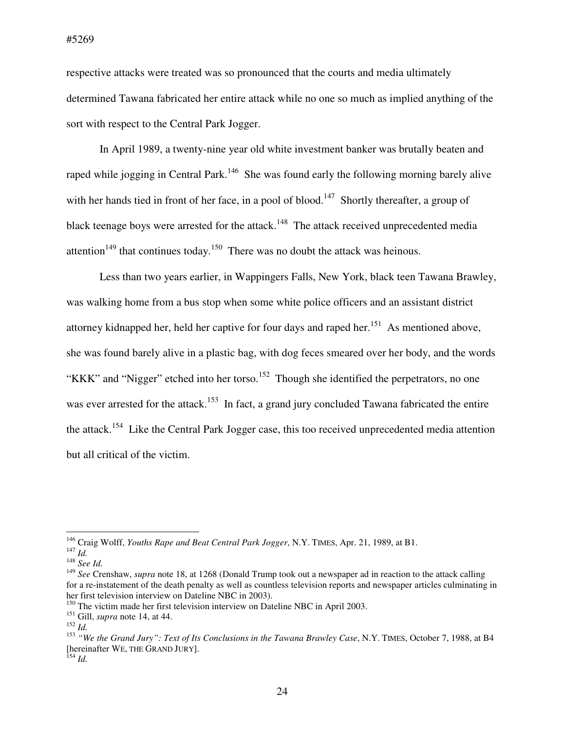respective attacks were treated was so pronounced that the courts and media ultimately determined Tawana fabricated her entire attack while no one so much as implied anything of the sort with respect to the Central Park Jogger.

In April 1989, a twenty-nine year old white investment banker was brutally beaten and raped while jogging in Central Park.[146] She was found early the following morning barely alive with her hands tied in front of her face, in a pool of blood.[147] Shortly thereafter, a group of black teenage boys were arrested for the attack.[148] The attack received unprecedented media attention[149] that continues today.[150] There was no doubt the attack was heinous.

Less than two years earlier, in Wappingers Falls, New York, black teen Tawana Brawley, was walking home from a bus stop when some white police officers and an assistant district attorney kidnapped her, held her captive for four days and raped her.[151] As mentioned above, she was found barely alive in a plastic bag, with dog feces smeared over her body, and the words "KKK" and "Nigger" etched into her torso.[152] Though she identified the perpetrators, no one was ever arrested for the attack.[153] In fact, a grand jury concluded Tawana fabricated the entire the attack.[154] Like the Central Park Jogger case, this too received unprecedented media attention but all critical of the victim.

---

[146] Craig Wolff, *Youths Rape and Beat Central Park Jogger*, N.Y. TIMES, Apr. 21, 1989, at B1.

[147] *Id.*

[148] *See Id.*

[149] *See* Crenshaw, *supra* note 18, at 1268 (Donald Trump took out a newspaper ad in reaction to the attack calling for a re-instatement of the death penalty as well as countless television reports and newspaper articles culminating in her first television interview on Dateline NBC in 2003).

[150] The victim made her first television interview on Dateline NBC in April 2003.

[151] Gill, *supra* note 14, at 44.

[152] *Id.*

[153] *"We the Grand Jury": Text of Its Conclusions in the Tawana Brawley Case*, N.Y. TIMES, October 7, 1988, at B4 [hereinafter WE, THE GRAND JURY].

[154] *Id.*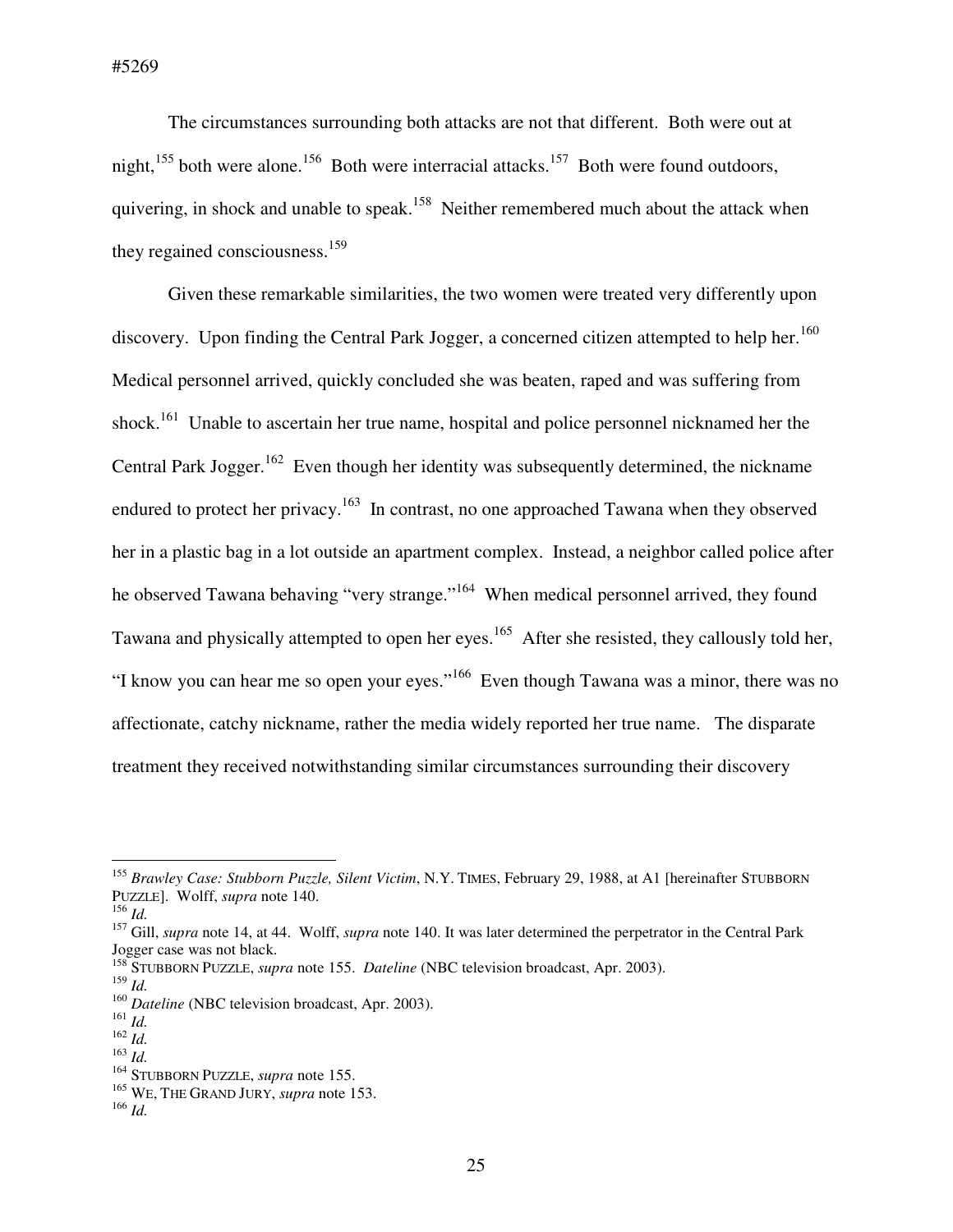The circumstances surrounding both attacks are not that different. Both were out at night,[155] both were alone.[156] Both were interracial attacks.[157] Both were found outdoors, quivering, in shock and unable to speak.[158] Neither remembered much about the attack when they regained consciousness.[159]

Given these remarkable similarities, the two women were treated very differently upon discovery. Upon finding the Central Park Jogger, a concerned citizen attempted to help her.[160] Medical personnel arrived, quickly concluded she was beaten, raped and was suffering from shock.[161] Unable to ascertain her true name, hospital and police personnel nicknamed her the Central Park Jogger.[162] Even though her identity was subsequently determined, the nickname endured to protect her privacy.[163] In contrast, no one approached Tawana when they observed her in a plastic bag in a lot outside an apartment complex. Instead, a neighbor called police after he observed Tawana behaving "very strange."[164] When medical personnel arrived, they found Tawana and physically attempted to open her eyes.[165] After she resisted, they callously told her, "I know you can hear me so open your eyes."[166] Even though Tawana was a minor, there was no affectionate, catchy nickname, rather the media widely reported her true name. The disparate treatment they received notwithstanding similar circumstances surrounding their discovery

---

[155] *Brawley Case: Stubborn Puzzle, Silent Victim*, N.Y. TIMES, February 29, 1988, at A1 [hereinafter STUBBORN PUZZLE]. Wolff, *supra* note 140.

[156] *Id.*

[157] Gill, *supra* note 14, at 44. Wolff, *supra* note 140. It was later determined the perpetrator in the Central Park Jogger case was not black.

[158] STUBBORN PUZZLE, *supra* note 155. *Dateline* (NBC television broadcast, Apr. 2003).

[159] *Id.*

[160] *Dateline* (NBC television broadcast, Apr. 2003).

[161] *Id.*

[162] *Id.*

[163] *Id.*

[164] STUBBORN PUZZLE, *supra* note 155.

[165] WE, THE GRAND JURY, *supra* note 153.

[166] *Id.*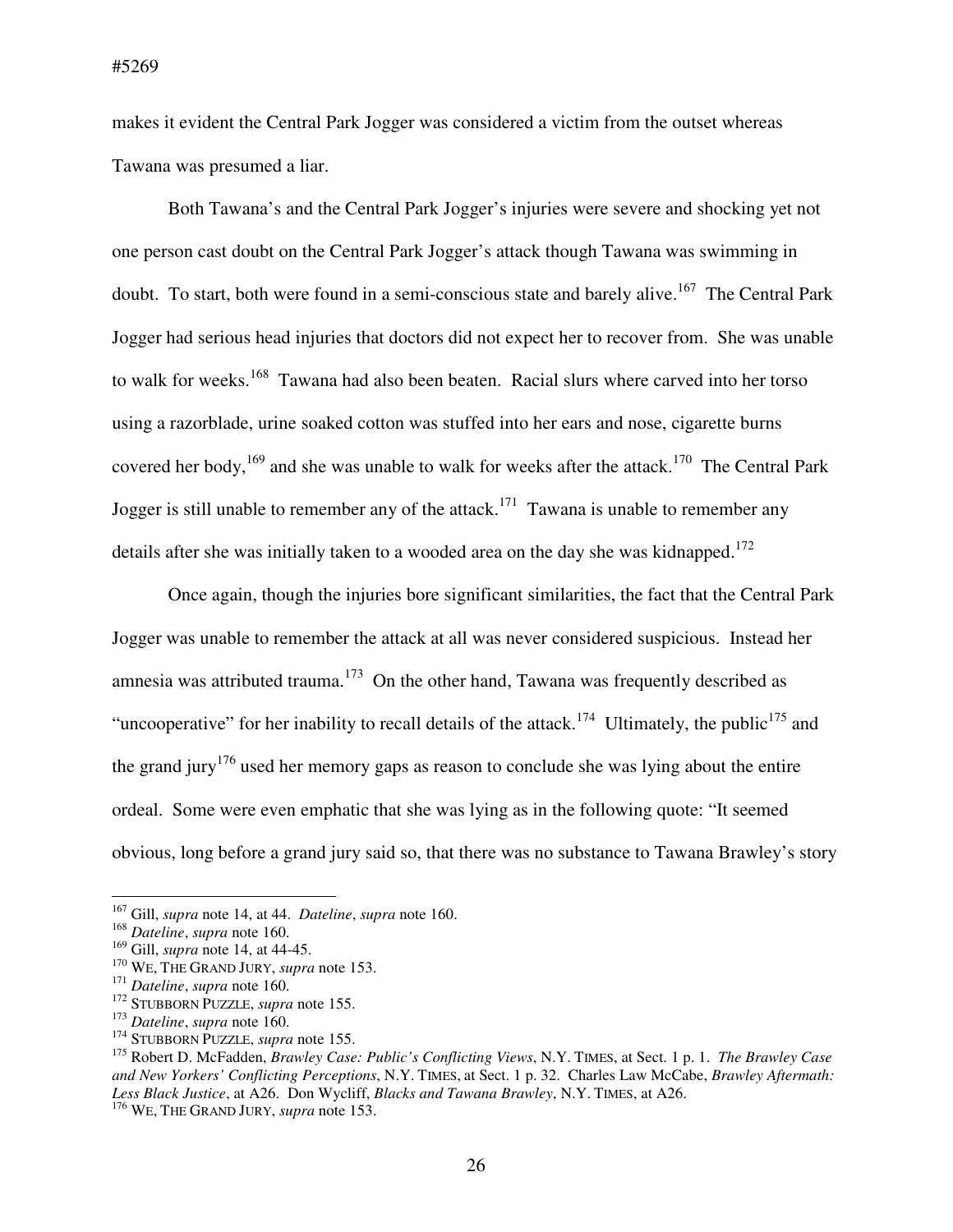makes it evident the Central Park Jogger was considered a victim from the outset whereas Tawana was presumed a liar.

Both Tawana's and the Central Park Jogger's injuries were severe and shocking yet not one person cast doubt on the Central Park Jogger's attack though Tawana was swimming in doubt. To start, both were found in a semi-conscious state and barely alive.[167] The Central Park Jogger had serious head injuries that doctors did not expect her to recover from. She was unable to walk for weeks.[168] Tawana had also been beaten. Racial slurs where carved into her torso using a razorblade, urine soaked cotton was stuffed into her ears and nose, cigarette burns covered her body,[169] and she was unable to walk for weeks after the attack.[170] The Central Park Jogger is still unable to remember any of the attack.[171] Tawana is unable to remember any details after she was initially taken to a wooded area on the day she was kidnapped.[172]

Once again, though the injuries bore significant similarities, the fact that the Central Park Jogger was unable to remember the attack at all was never considered suspicious. Instead her amnesia was attributed trauma.[173] On the other hand, Tawana was frequently described as "uncooperative" for her inability to recall details of the attack.[174] Ultimately, the public[175] and the grand jury[176] used her memory gaps as reason to conclude she was lying about the entire ordeal. Some were even emphatic that she was lying as in the following quote: "It seemed obvious, long before a grand jury said so, that there was no substance to Tawana Brawley's story

---

[167] Gill, *supra* note 14, at 44. *Dateline*, *supra* note 160.

[168] *Dateline*, *supra* note 160.

[169] Gill, *supra* note 14, at 44-45.

[170] WE, THE GRAND JURY, *supra* note 153.

[171] *Dateline*, *supra* note 160.

[172] STUBBORN PUZZLE, *supra* note 155.

[173] *Dateline*, *supra* note 160.

[174] STUBBORN PUZZLE, *supra* note 155.

[175] Robert D. McFadden, *Brawley Case: Public's Conflicting Views*, N.Y. TIMES, at Sect. 1 p. 1. *The Brawley Case and New Yorkers' Conflicting Perceptions*, N.Y. TIMES, at Sect. 1 p. 32. Charles Law McCabe, *Brawley Aftermath: Less Black Justice*, at A26. Don Wycliff, *Blacks and Tawana Brawley*, N.Y. TIMES, at A26.

[176] WE, THE GRAND JURY, *supra* note 153.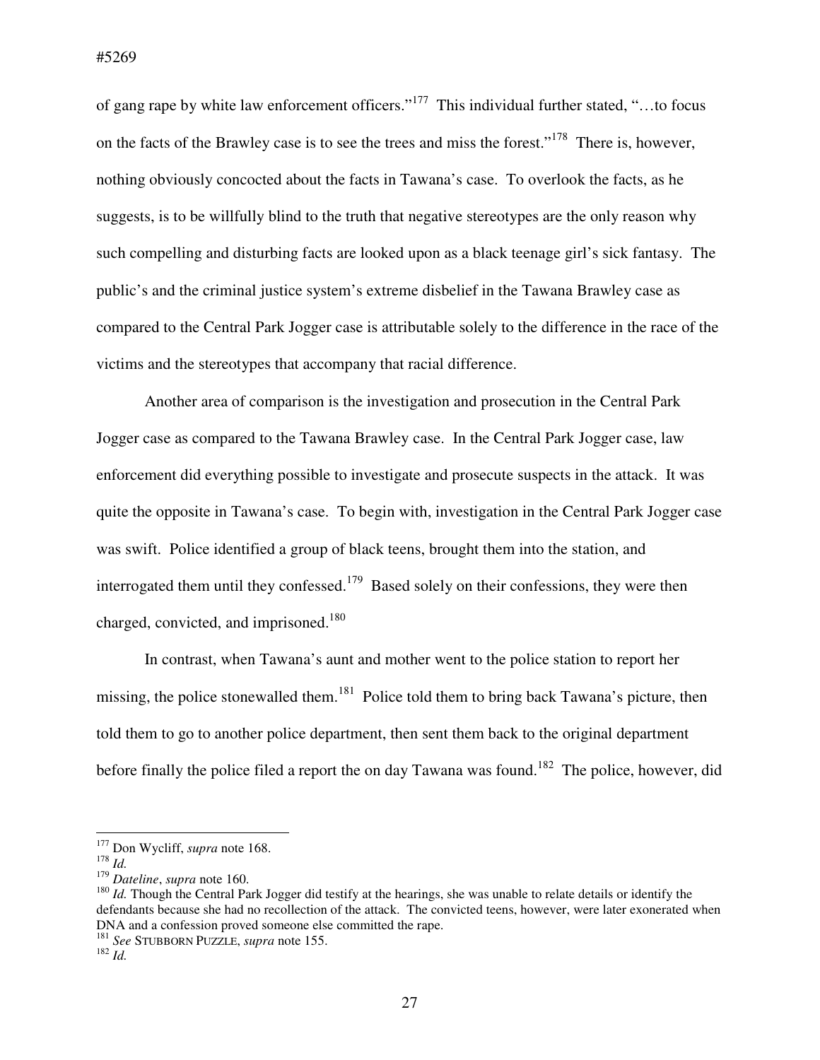of gang rape by white law enforcement officers."[177] This individual further stated, "…to focus on the facts of the Brawley case is to see the trees and miss the forest."[178] There is, however, nothing obviously concocted about the facts in Tawana's case. To overlook the facts, as he suggests, is to be willfully blind to the truth that negative stereotypes are the only reason why such compelling and disturbing facts are looked upon as a black teenage girl's sick fantasy. The public's and the criminal justice system's extreme disbelief in the Tawana Brawley case as compared to the Central Park Jogger case is attributable solely to the difference in the race of the victims and the stereotypes that accompany that racial difference.

Another area of comparison is the investigation and prosecution in the Central Park Jogger case as compared to the Tawana Brawley case. In the Central Park Jogger case, law enforcement did everything possible to investigate and prosecute suspects in the attack. It was quite the opposite in Tawana's case. To begin with, investigation in the Central Park Jogger case was swift. Police identified a group of black teens, brought them into the station, and interrogated them until they confessed.[179] Based solely on their confessions, they were then charged, convicted, and imprisoned.[180]

In contrast, when Tawana's aunt and mother went to the police station to report her missing, the police stonewalled them.[181] Police told them to bring back Tawana's picture, then told them to go to another police department, then sent them back to the original department before finally the police filed a report the on day Tawana was found.[182] The police, however, did

---

[177] Don Wycliff, *supra* note 168.

[178] *Id.*

[179] *Dateline*, *supra* note 160.

[180] *Id.* Though the Central Park Jogger did testify at the hearings, she was unable to relate details or identify the defendants because she had no recollection of the attack. The convicted teens, however, were later exonerated when DNA and a confession proved someone else committed the rape.

[181] *See* STUBBORN PUZZLE, *supra* note 155.

[182] *Id.*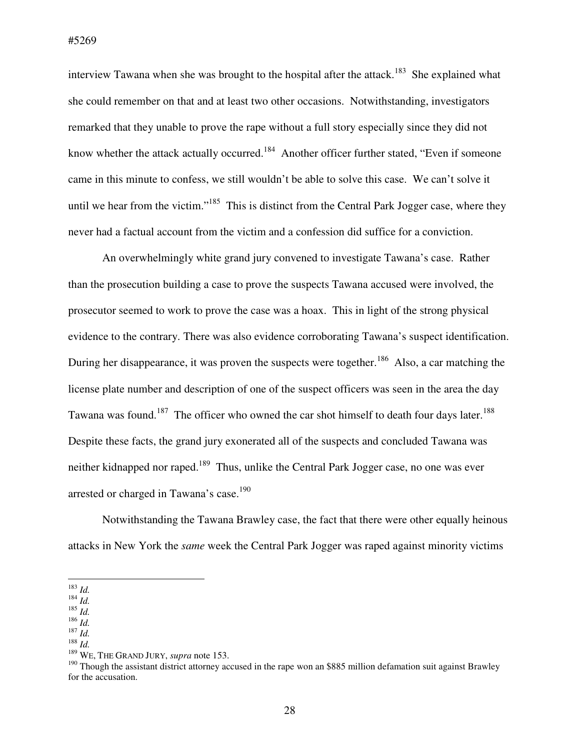interview Tawana when she was brought to the hospital after the attack.[183] She explained what she could remember on that and at least two other occasions. Notwithstanding, investigators remarked that they unable to prove the rape without a full story especially since they did not know whether the attack actually occurred.[184] Another officer further stated, "Even if someone came in this minute to confess, we still wouldn't be able to solve this case. We can't solve it until we hear from the victim."[185] This is distinct from the Central Park Jogger case, where they never had a factual account from the victim and a confession did suffice for a conviction.

An overwhelmingly white grand jury convened to investigate Tawana's case. Rather than the prosecution building a case to prove the suspects Tawana accused were involved, the prosecutor seemed to work to prove the case was a hoax. This in light of the strong physical evidence to the contrary. There was also evidence corroborating Tawana's suspect identification. During her disappearance, it was proven the suspects were together.[186] Also, a car matching the license plate number and description of one of the suspect officers was seen in the area the day Tawana was found.[187] The officer who owned the car shot himself to death four days later.[188] Despite these facts, the grand jury exonerated all of the suspects and concluded Tawana was neither kidnapped nor raped.[189] Thus, unlike the Central Park Jogger case, no one was ever arrested or charged in Tawana's case.[190]

Notwithstanding the Tawana Brawley case, the fact that there were other equally heinous attacks in New York the *same* week the Central Park Jogger was raped against minority victims

---

[183] *Id.*
[184] *Id.*
[185] *Id.*
[186] *Id.*
[187] *Id.*
[188] *Id.*
[189] WE, THE GRAND JURY, *supra* note 153.
[190] Though the assistant district attorney accused in the rape won an $885 million defamation suit against Brawley for the accusation.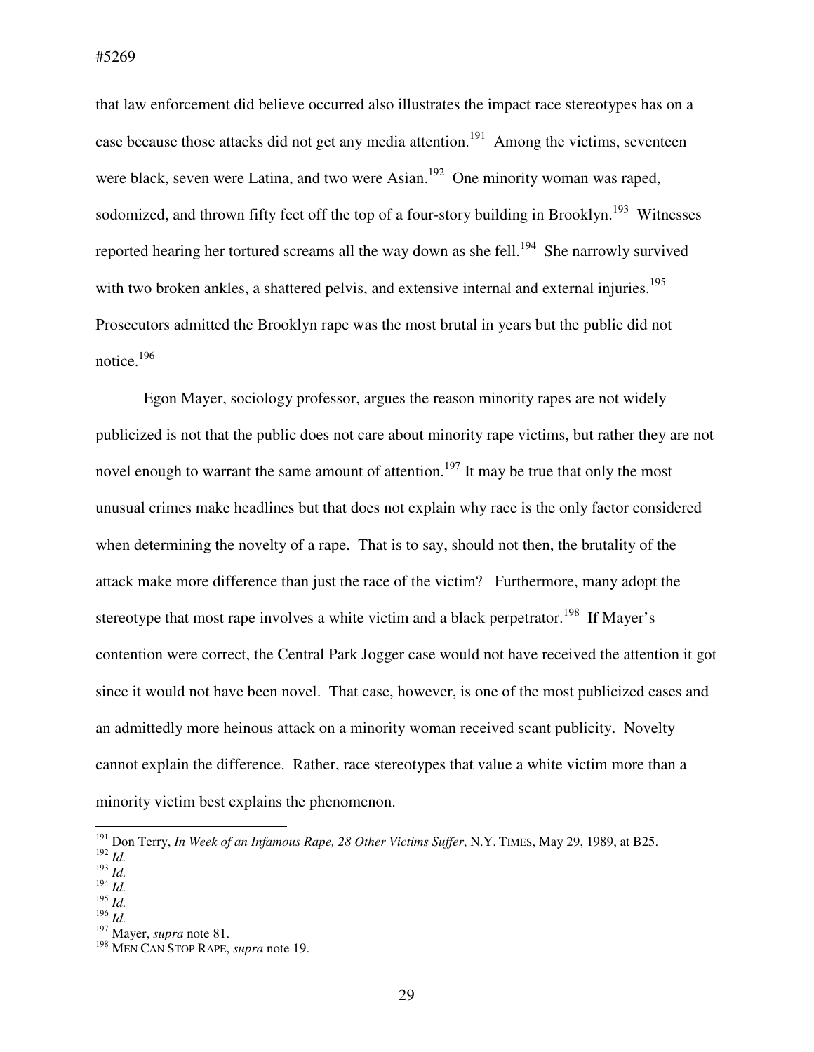that law enforcement did believe occurred also illustrates the impact race stereotypes has on a case because those attacks did not get any media attention.[191] Among the victims, seventeen were black, seven were Latina, and two were Asian.[192] One minority woman was raped, sodomized, and thrown fifty feet off the top of a four-story building in Brooklyn.[193] Witnesses reported hearing her tortured screams all the way down as she fell.[194] She narrowly survived with two broken ankles, a shattered pelvis, and extensive internal and external injuries.[195] Prosecutors admitted the Brooklyn rape was the most brutal in years but the public did not notice.[196]

Egon Mayer, sociology professor, argues the reason minority rapes are not widely publicized is not that the public does not care about minority rape victims, but rather they are not novel enough to warrant the same amount of attention.[197] It may be true that only the most unusual crimes make headlines but that does not explain why race is the only factor considered when determining the novelty of a rape. That is to say, should not then, the brutality of the attack make more difference than just the race of the victim? Furthermore, many adopt the stereotype that most rape involves a white victim and a black perpetrator.[198] If Mayer's contention were correct, the Central Park Jogger case would not have received the attention it got since it would not have been novel. That case, however, is one of the most publicized cases and an admittedly more heinous attack on a minority woman received scant publicity. Novelty cannot explain the difference. Rather, race stereotypes that value a white victim more than a minority victim best explains the phenomenon.

---

[191] Don Terry, *In Week of an Infamous Rape, 28 Other Victims Suffer*, N.Y. TIMES, May 29, 1989, at B25.
[192] *Id.*
[193] *Id.*
[194] *Id.*
[195] *Id.*
[196] *Id.*
[197] Mayer, *supra* note 81.
[198] MEN CAN STOP RAPE, *supra* note 19.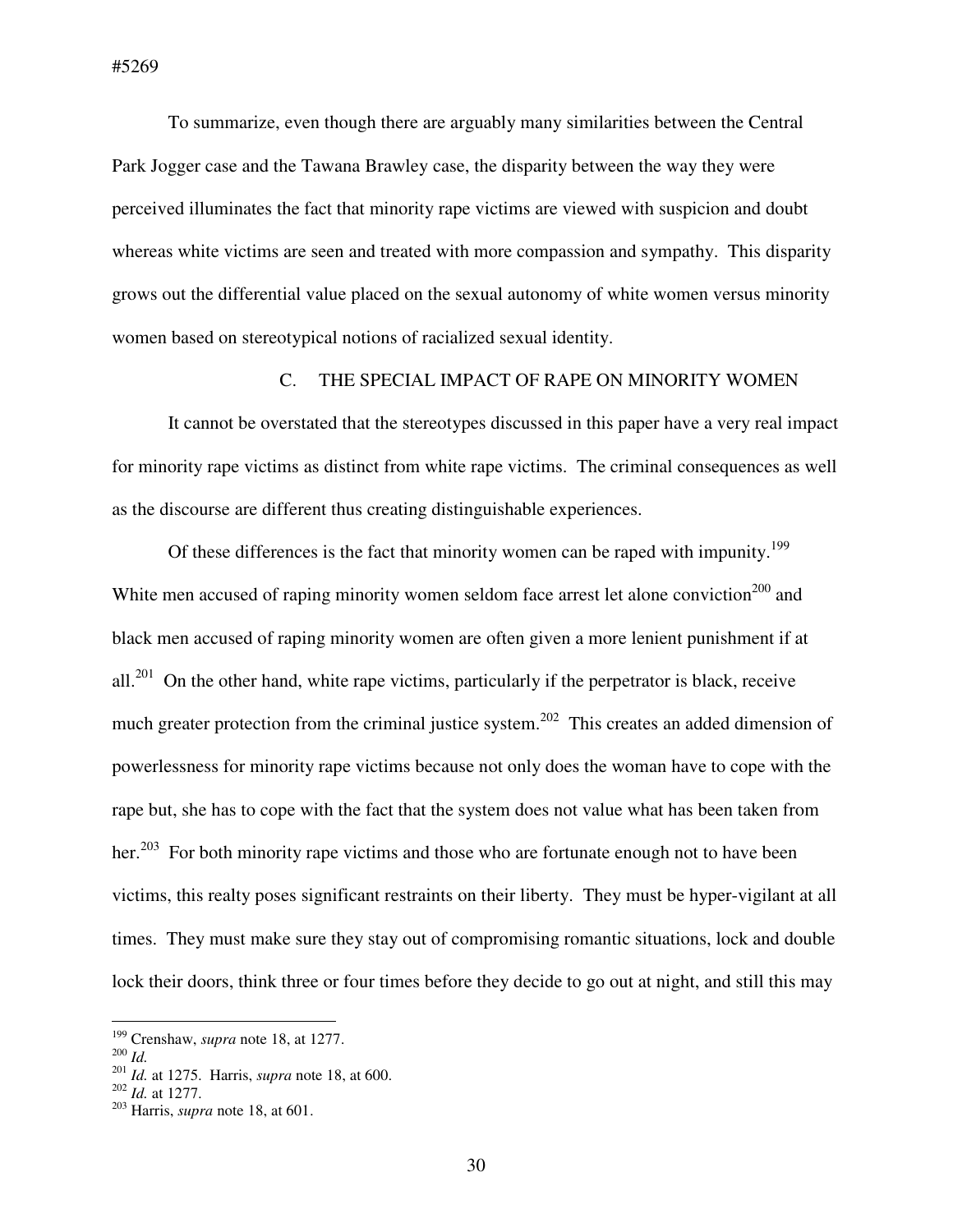To summarize, even though there are arguably many similarities between the Central Park Jogger case and the Tawana Brawley case, the disparity between the way they were perceived illuminates the fact that minority rape victims are viewed with suspicion and doubt whereas white victims are seen and treated with more compassion and sympathy. This disparity grows out the differential value placed on the sexual autonomy of white women versus minority women based on stereotypical notions of racialized sexual identity.

### C. THE SPECIAL IMPACT OF RAPE ON MINORITY WOMEN

It cannot be overstated that the stereotypes discussed in this paper have a very real impact for minority rape victims as distinct from white rape victims. The criminal consequences as well as the discourse are different thus creating distinguishable experiences.

Of these differences is the fact that minority women can be raped with impunity.[199] White men accused of raping minority women seldom face arrest let alone conviction[200] and black men accused of raping minority women are often given a more lenient punishment if at all.[201] On the other hand, white rape victims, particularly if the perpetrator is black, receive much greater protection from the criminal justice system.[202] This creates an added dimension of powerlessness for minority rape victims because not only does the woman have to cope with the rape but, she has to cope with the fact that the system does not value what has been taken from her.[203] For both minority rape victims and those who are fortunate enough not to have been victims, this realty poses significant restraints on their liberty. They must be hyper-vigilant at all times. They must make sure they stay out of compromising romantic situations, lock and double lock their doors, think three or four times before they decide to go out at night, and still this may

---

[199] Crenshaw, *supra* note 18, at 1277.
[200] *Id.*
[201] *Id.* at 1275. Harris, *supra* note 18, at 600.
[202] *Id.* at 1277.
[203] Harris, *supra* note 18, at 601.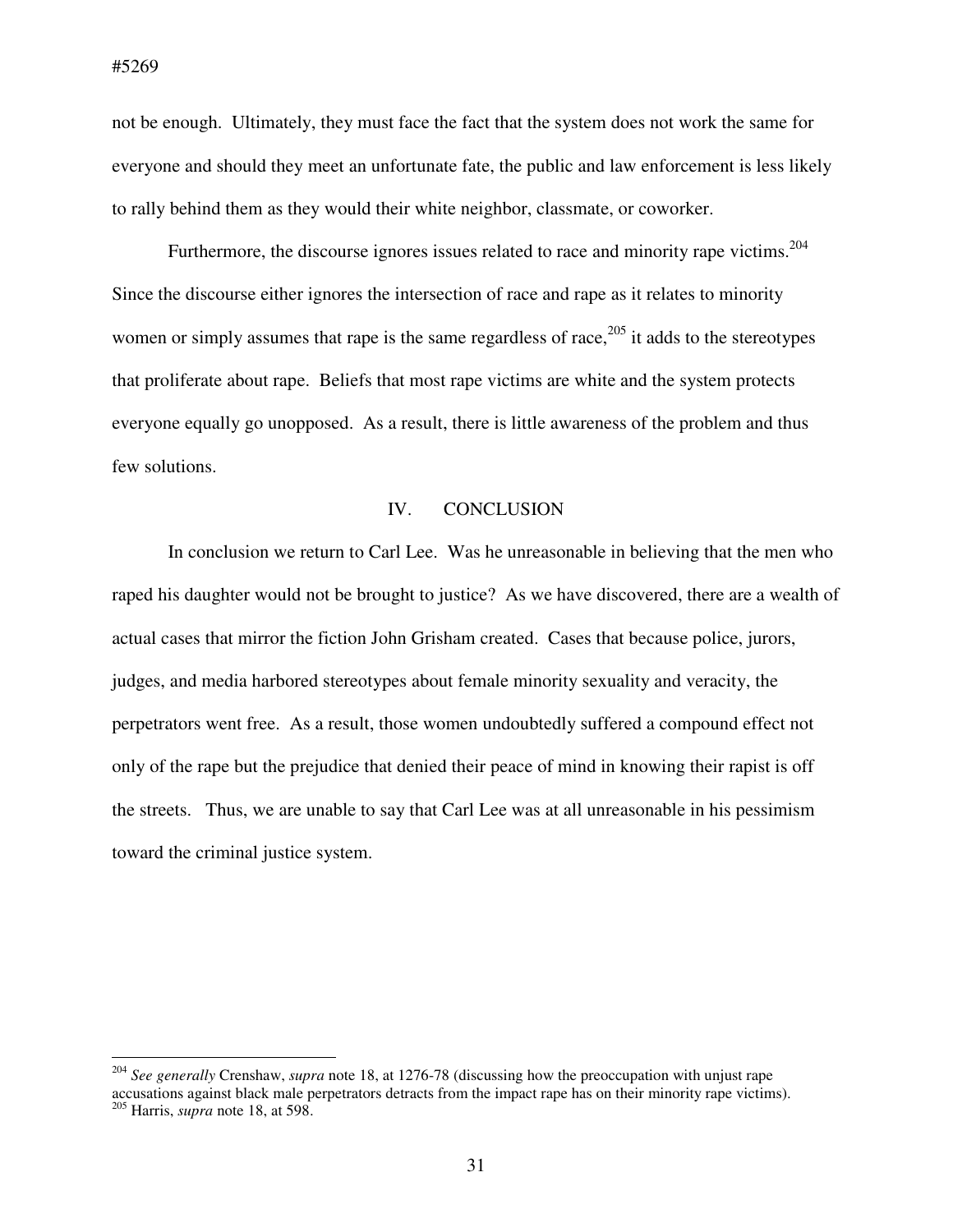not be enough. Ultimately, they must face the fact that the system does not work the same for everyone and should they meet an unfortunate fate, the public and law enforcement is less likely to rally behind them as they would their white neighbor, classmate, or coworker.

Furthermore, the discourse ignores issues related to race and minority rape victims.[204] Since the discourse either ignores the intersection of race and rape as it relates to minority women or simply assumes that rape is the same regardless of race,[205] it adds to the stereotypes that proliferate about rape. Beliefs that most rape victims are white and the system protects everyone equally go unopposed. As a result, there is little awareness of the problem and thus few solutions.

## IV. CONCLUSION

In conclusion we return to Carl Lee. Was he unreasonable in believing that the men who raped his daughter would not be brought to justice? As we have discovered, there are a wealth of actual cases that mirror the fiction John Grisham created. Cases that because police, jurors, judges, and media harbored stereotypes about female minority sexuality and veracity, the perpetrators went free. As a result, those women undoubtedly suffered a compound effect not only of the rape but the prejudice that denied their peace of mind in knowing their rapist is off the streets. Thus, we are unable to say that Carl Lee was at all unreasonable in his pessimism toward the criminal justice system.

---

[204] *See generally* Crenshaw, *supra* note 18, at 1276-78 (discussing how the preoccupation with unjust rape accusations against black male perpetrators detracts from the impact rape has on their minority rape victims).

[205] Harris, *supra* note 18, at 598.